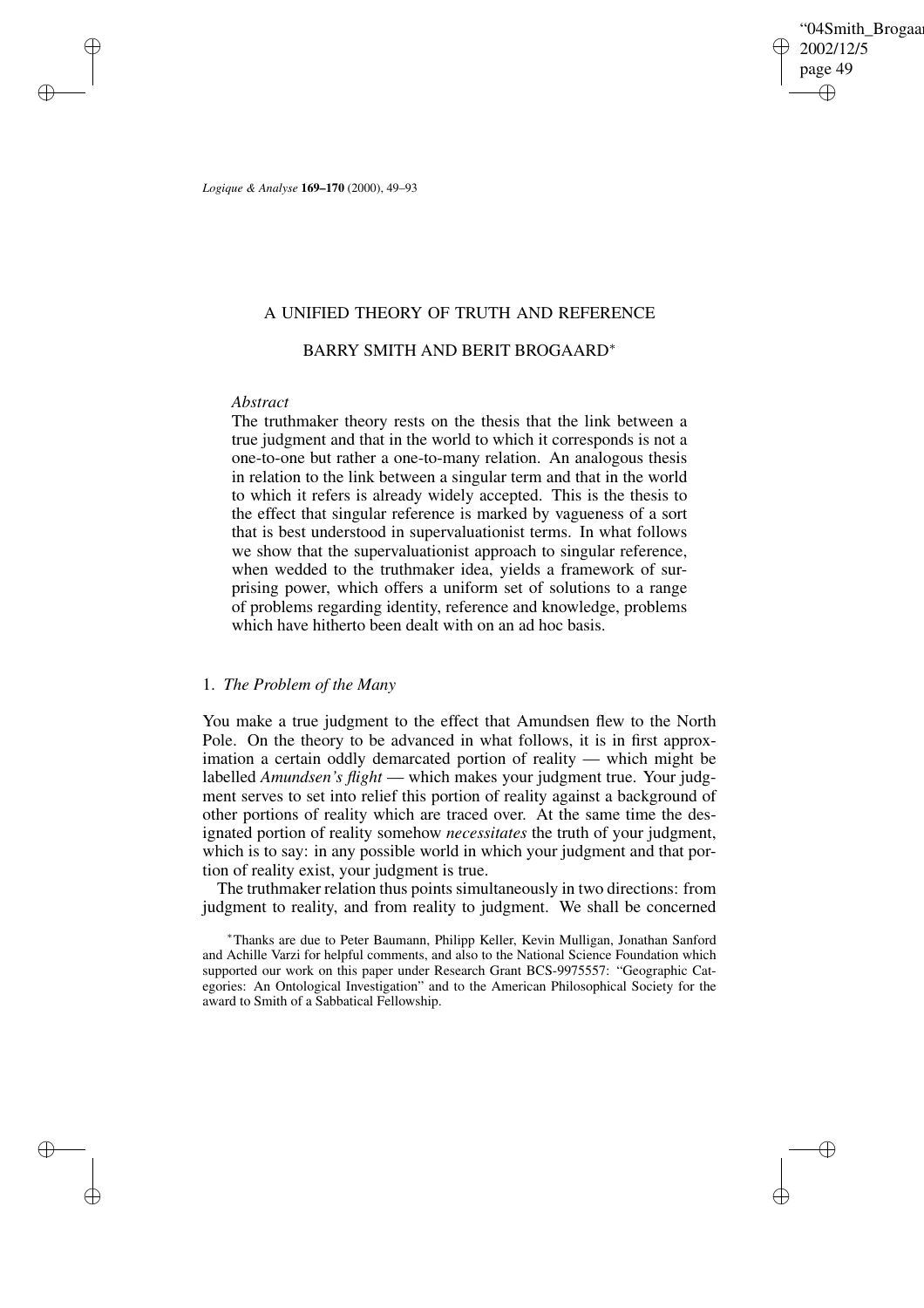# A UNIFIED THEORY OF TRUTH AND REFERENCE

BARRY SMITH AND BERIT BROGAARD*

*Abstract*

The truthmaker theory rests on the thesis that the link between a true judgment and that in the world to which it corresponds is not a one-to-one but rather a one-to-many relation. An analogous thesis in relation to the link between a singular term and that in the world to which it refers is already widely accepted. This is the thesis to the effect that singular reference is marked by vagueness of a sort that is best understood in supervaluationist terms. In what follows we show that the supervaluationist approach to singular reference, when wedded to the truthmaker idea, yields a framework of surprising power, which offers a uniform set of solutions to a range of problems regarding identity, reference and knowledge, problems which have hitherto been dealt with on an ad hoc basis.

## 1. *The Problem of the Many*

You make a true judgment to the effect that Amundsen flew to the North Pole. On the theory to be advanced in what follows, it is in first approximation a certain oddly demarcated portion of reality — which might be labelled *Amundsen's flight* — which makes your judgment true. Your judgment serves to set into relief this portion of reality against a background of other portions of reality which are traced over. At the same time the designated portion of reality somehow *necessitates* the truth of your judgment, which is to say: in any possible world in which your judgment and that portion of reality exist, your judgment is true.

The truthmaker relation thus points simultaneously in two directions: from judgment to reality, and from reality to judgment. We shall be concerned

*Thanks are due to Peter Baumann, Philipp Keller, Kevin Mulligan, Jonathan Sanford and Achille Varzi for helpful comments, and also to the National Science Foundation which supported our work on this paper under Research Grant BCS-9975557: "Geographic Categories: An Ontological Investigation" and to the American Philosophical Society for the award to Smith of a Sabbatical Fellowship.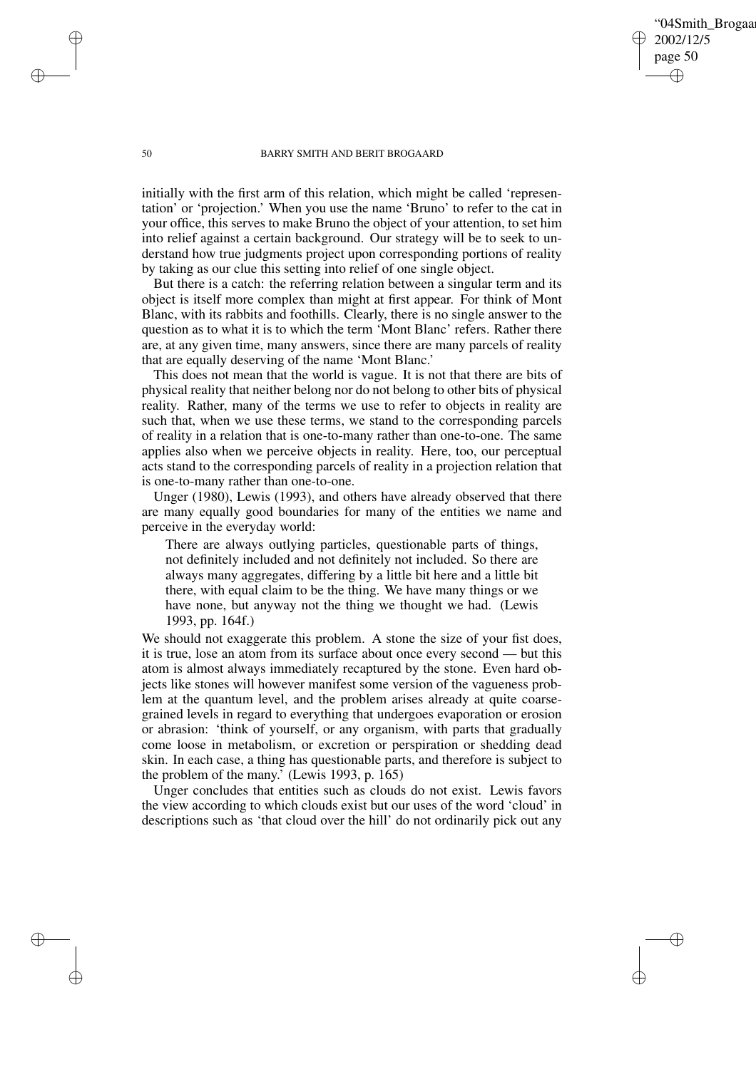initially with the first arm of this relation, which might be called 'representation' or 'projection.' When you use the name 'Bruno' to refer to the cat in your office, this serves to make Bruno the object of your attention, to set him into relief against a certain background. Our strategy will be to seek to understand how true judgments project upon corresponding portions of reality by taking as our clue this setting into relief of one single object.

But there is a catch: the referring relation between a singular term and its object is itself more complex than might at first appear. For think of Mont Blanc, with its rabbits and foothills. Clearly, there is no single answer to the question as to what it is to which the term 'Mont Blanc' refers. Rather there are, at any given time, many answers, since there are many parcels of reality that are equally deserving of the name 'Mont Blanc.'

This does not mean that the world is vague. It is not that there are bits of physical reality that neither belong nor do not belong to other bits of physical reality. Rather, many of the terms we use to refer to objects in reality are such that, when we use these terms, we stand to the corresponding parcels of reality in a relation that is one-to-many rather than one-to-one. The same applies also when we perceive objects in reality. Here, too, our perceptual acts stand to the corresponding parcels of reality in a projection relation that is one-to-many rather than one-to-one.

Unger (1980), Lewis (1993), and others have already observed that there are many equally good boundaries for many of the entities we name and perceive in the everyday world:

> There are always outlying particles, questionable parts of things, not definitely included and not definitely not included. So there are always many aggregates, differing by a little bit here and a little bit there, with equal claim to be the thing. We have many things or we have none, but anyway not the thing we thought we had. (Lewis 1993, pp. 164f.)

We should not exaggerate this problem. A stone the size of your fist does, it is true, lose an atom from its surface about once every second — but this atom is almost always immediately recaptured by the stone. Even hard objects like stones will however manifest some version of the vagueness problem at the quantum level, and the problem arises already at quite coarse-grained levels in regard to everything that undergoes evaporation or erosion or abrasion: 'think of yourself, or any organism, with parts that gradually come loose in metabolism, or excretion or perspiration or shedding dead skin. In each case, a thing has questionable parts, and therefore is subject to the problem of the many.' (Lewis 1993, p. 165)

Unger concludes that entities such as clouds do not exist. Lewis favors the view according to which clouds exist but our uses of the word 'cloud' in descriptions such as 'that cloud over the hill' do not ordinarily pick out any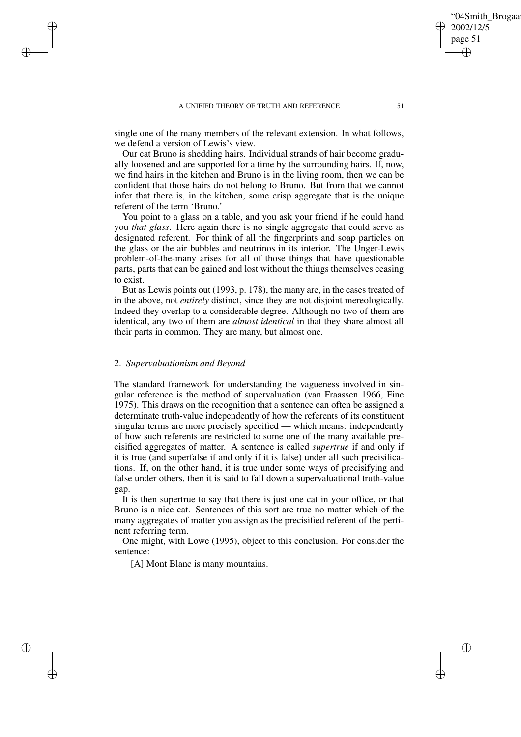single one of the many members of the relevant extension. In what follows, we defend a version of Lewis's view.

Our cat Bruno is shedding hairs. Individual strands of hair become gradually loosened and are supported for a time by the surrounding hairs. If, now, we find hairs in the kitchen and Bruno is in the living room, then we can be confident that those hairs do not belong to Bruno. But from that we cannot infer that there is, in the kitchen, some crisp aggregate that is the unique referent of the term 'Bruno.'

You point to a glass on a table, and you ask your friend if he could hand you *that glass*. Here again there is no single aggregate that could serve as designated referent. For think of all the fingerprints and soap particles on the glass or the air bubbles and neutrinos in its interior. The Unger-Lewis problem-of-the-many arises for all of those things that have questionable parts, parts that can be gained and lost without the things themselves ceasing to exist.

But as Lewis points out (1993, p. 178), the many are, in the cases treated of in the above, not *entirely* distinct, since they are not disjoint mereologically. Indeed they overlap to a considerable degree. Although no two of them are identical, any two of them are *almost identical* in that they share almost all their parts in common. They are many, but almost one.

## 2. *Supervaluationism and Beyond*

The standard framework for understanding the vagueness involved in singular reference is the method of supervaluation (van Fraassen 1966, Fine 1975). This draws on the recognition that a sentence can often be assigned a determinate truth-value independently of how the referents of its constituent singular terms are more precisely specified — which means: independently of how such referents are restricted to some one of the many available precisified aggregates of matter. A sentence is called *supertrue* if and only if it is true (and superfalse if and only if it is false) under all such precisifications. If, on the other hand, it is true under some ways of precisifying and false under others, then it is said to fall down a supervaluational truth-value gap.

It is then supertrue to say that there is just one cat in your office, or that Bruno is a nice cat. Sentences of this sort are true no matter which of the many aggregates of matter you assign as the precisified referent of the pertinent referring term.

One might, with Lowe (1995), object to this conclusion. For consider the sentence:

[A] Mont Blanc is many mountains.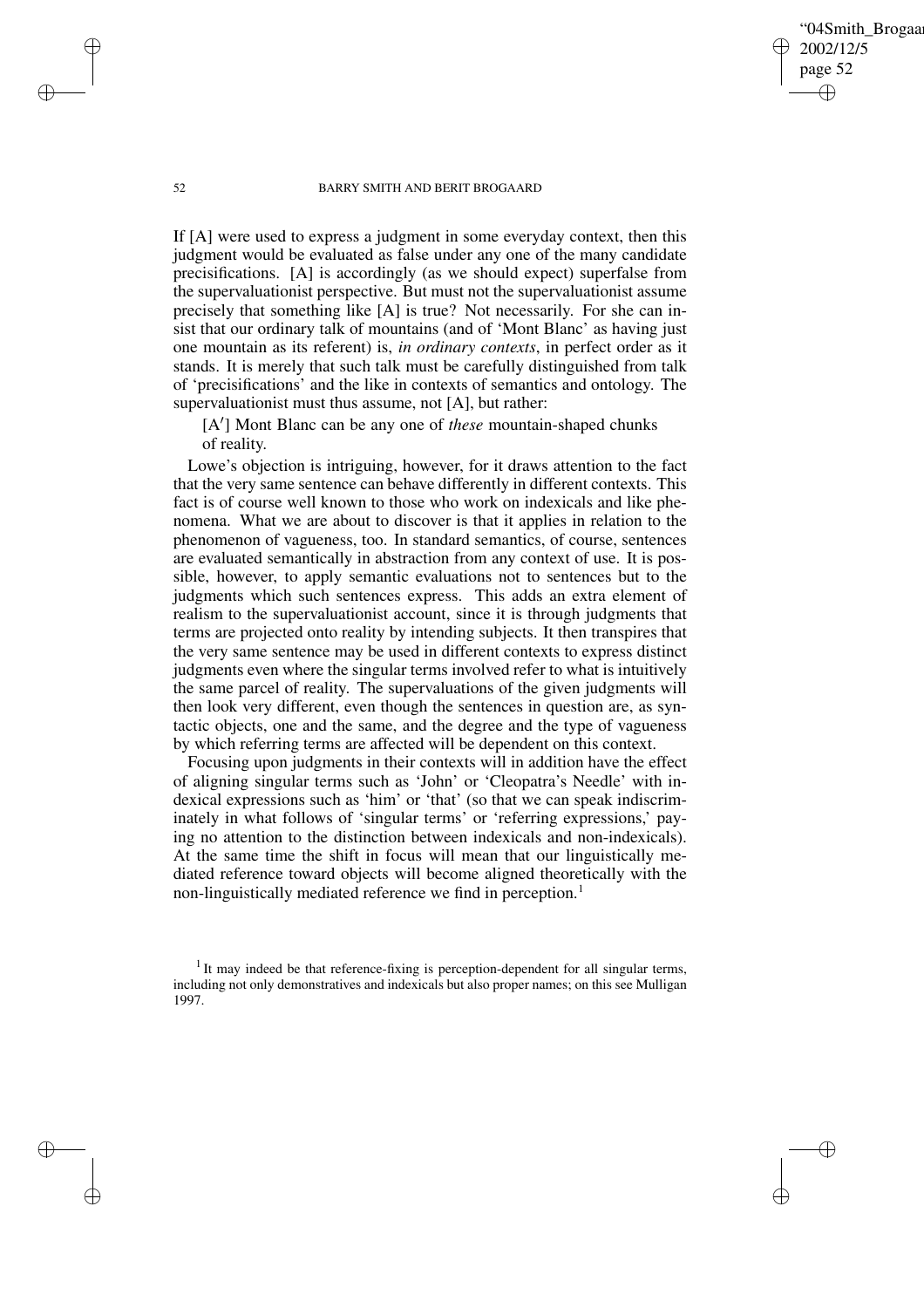If [A] were used to express a judgment in some everyday context, then this judgment would be evaluated as false under any one of the many candidate precisifications. [A] is accordingly (as we should expect) superfalse from the supervaluationist perspective. But must not the supervaluationist assume precisely that something like [A] is true? Not necessarily. For she can insist that our ordinary talk of mountains (and of 'Mont Blanc' as having just one mountain as its referent) is, *in ordinary contexts*, in perfect order as it stands. It is merely that such talk must be carefully distinguished from talk of 'precisifications' and the like in contexts of semantics and ontology. The supervaluationist must thus assume, not [A], but rather:

> [A′] Mont Blanc can be any one of *these* mountain-shaped chunks of reality.

Lowe's objection is intriguing, however, for it draws attention to the fact that the very same sentence can behave differently in different contexts. This fact is of course well known to those who work on indexicals and like phenomena. What we are about to discover is that it applies in relation to the phenomenon of vagueness, too. In standard semantics, of course, sentences are evaluated semantically in abstraction from any context of use. It is possible, however, to apply semantic evaluations not to sentences but to the judgments which such sentences express. This adds an extra element of realism to the supervaluationist account, since it is through judgments that terms are projected onto reality by intending subjects. It then transpires that the very same sentence may be used in different contexts to express distinct judgments even where the singular terms involved refer to what is intuitively the same parcel of reality. The supervaluations of the given judgments will then look very different, even though the sentences in question are, as syntactic objects, one and the same, and the degree and the type of vagueness by which referring terms are affected will be dependent on this context.

Focusing upon judgments in their contexts will in addition have the effect of aligning singular terms such as 'John' or 'Cleopatra's Needle' with indexical expressions such as 'him' or 'that' (so that we can speak indiscriminately in what follows of 'singular terms' or 'referring expressions,' paying no attention to the distinction between indexicals and non-indexicals). At the same time the shift in focus will mean that our linguistically mediated reference toward objects will become aligned theoretically with the non-linguistically mediated reference we find in perception.[1]

[1] It may indeed be that reference-fixing is perception-dependent for all singular terms, including not only demonstratives and indexicals but also proper names; on this see Mulligan 1997.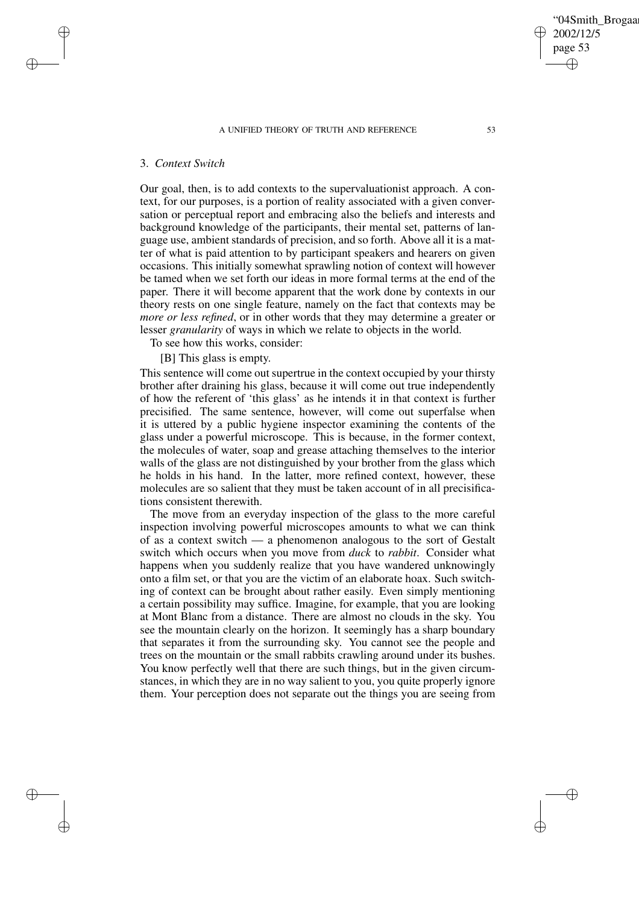## 3. *Context Switch*

Our goal, then, is to add contexts to the supervaluationist approach. A context, for our purposes, is a portion of reality associated with a given conversation or perceptual report and embracing also the beliefs and interests and background knowledge of the participants, their mental set, patterns of language use, ambient standards of precision, and so forth. Above all it is a matter of what is paid attention to by participant speakers and hearers on given occasions. This initially somewhat sprawling notion of context will however be tamed when we set forth our ideas in more formal terms at the end of the paper. There it will become apparent that the work done by contexts in our theory rests on one single feature, namely on the fact that contexts may be *more or less refined*, or in other words that they may determine a greater or lesser *granularity* of ways in which we relate to objects in the world.

To see how this works, consider:

[B] This glass is empty.

This sentence will come out supertrue in the context occupied by your thirsty brother after draining his glass, because it will come out true independently of how the referent of 'this glass' as he intends it in that context is further precisified. The same sentence, however, will come out superfalse when it is uttered by a public hygiene inspector examining the contents of the glass under a powerful microscope. This is because, in the former context, the molecules of water, soap and grease attaching themselves to the interior walls of the glass are not distinguished by your brother from the glass which he holds in his hand. In the latter, more refined context, however, these molecules are so salient that they must be taken account of in all precisifications consistent therewith.

The move from an everyday inspection of the glass to the more careful inspection involving powerful microscopes amounts to what we can think of as a context switch — a phenomenon analogous to the sort of Gestalt switch which occurs when you move from *duck* to *rabbit*. Consider what happens when you suddenly realize that you have wandered unknowingly onto a film set, or that you are the victim of an elaborate hoax. Such switching of context can be brought about rather easily. Even simply mentioning a certain possibility may suffice. Imagine, for example, that you are looking at Mont Blanc from a distance. There are almost no clouds in the sky. You see the mountain clearly on the horizon. It seemingly has a sharp boundary that separates it from the surrounding sky. You cannot see the people and trees on the mountain or the small rabbits crawling around under its bushes. You know perfectly well that there are such things, but in the given circumstances, in which they are in no way salient to you, you quite properly ignore them. Your perception does not separate out the things you are seeing from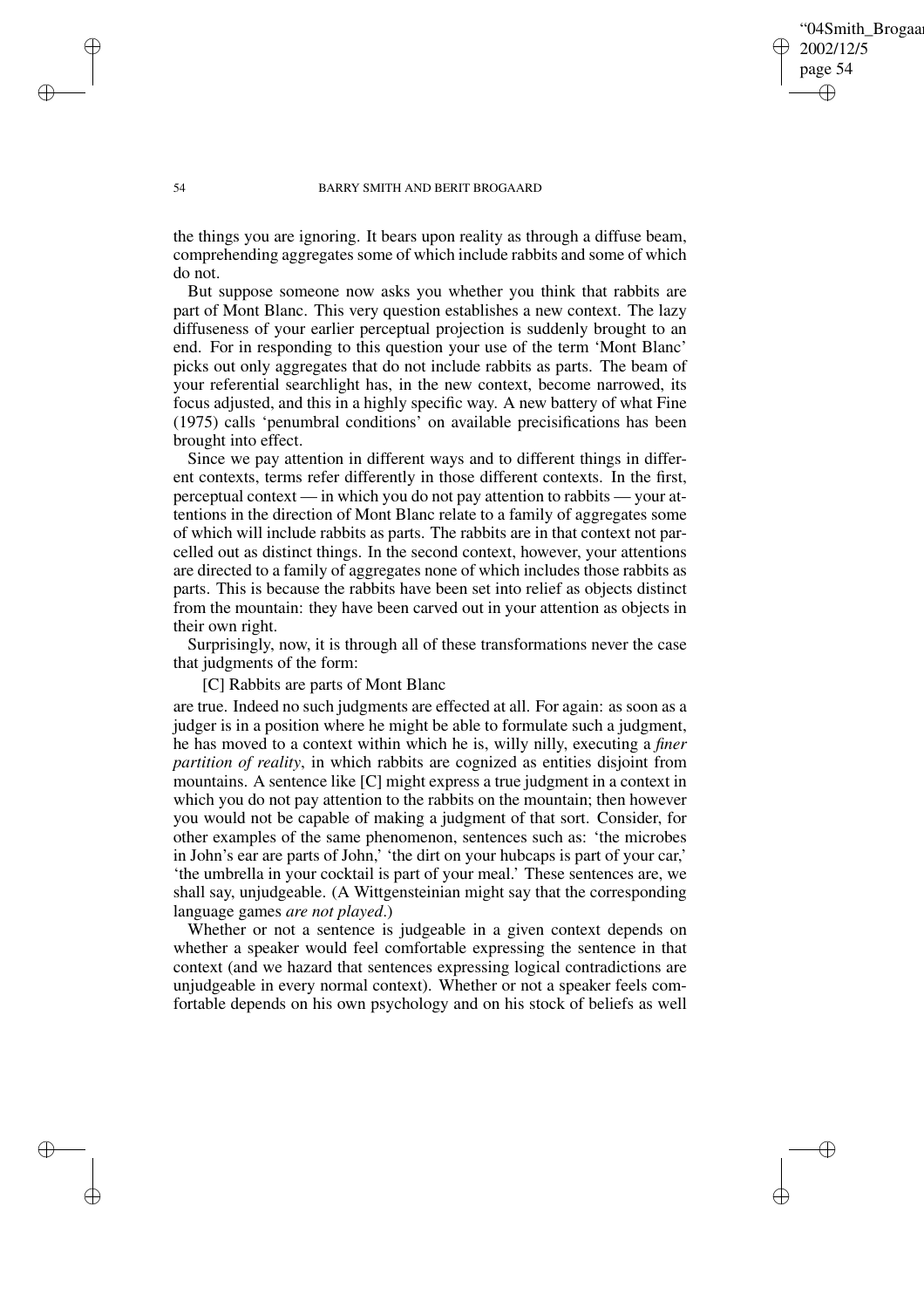the things you are ignoring. It bears upon reality as through a diffuse beam, comprehending aggregates some of which include rabbits and some of which do not.

But suppose someone now asks you whether you think that rabbits are part of Mont Blanc. This very question establishes a new context. The lazy diffuseness of your earlier perceptual projection is suddenly brought to an end. For in responding to this question your use of the term 'Mont Blanc' picks out only aggregates that do not include rabbits as parts. The beam of your referential searchlight has, in the new context, become narrowed, its focus adjusted, and this in a highly specific way. A new battery of what Fine (1975) calls 'penumbral conditions' on available precisifications has been brought into effect.

Since we pay attention in different ways and to different things in different contexts, terms refer differently in those different contexts. In the first, perceptual context — in which you do not pay attention to rabbits — your attentions in the direction of Mont Blanc relate to a family of aggregates some of which will include rabbits as parts. The rabbits are in that context not parcelled out as distinct things. In the second context, however, your attentions are directed to a family of aggregates none of which includes those rabbits as parts. This is because the rabbits have been set into relief as objects distinct from the mountain: they have been carved out in your attention as objects in their own right.

Surprisingly, now, it is through all of these transformations never the case that judgments of the form:

[C] Rabbits are parts of Mont Blanc

are true. Indeed no such judgments are effected at all. For again: as soon as a judger is in a position where he might be able to formulate such a judgment, he has moved to a context within which he is, willy nilly, executing a *finer partition of reality*, in which rabbits are cognized as entities disjoint from mountains. A sentence like [C] might express a true judgment in a context in which you do not pay attention to the rabbits on the mountain; then however you would not be capable of making a judgment of that sort. Consider, for other examples of the same phenomenon, sentences such as: 'the microbes in John's ear are parts of John,' 'the dirt on your hubcaps is part of your car,' 'the umbrella in your cocktail is part of your meal.' These sentences are, we shall say, unjudgeable. (A Wittgensteinian might say that the corresponding language games *are not played*.)

Whether or not a sentence is judgeable in a given context depends on whether a speaker would feel comfortable expressing the sentence in that context (and we hazard that sentences expressing logical contradictions are unjudgeable in every normal context). Whether or not a speaker feels comfortable depends on his own psychology and on his stock of beliefs as well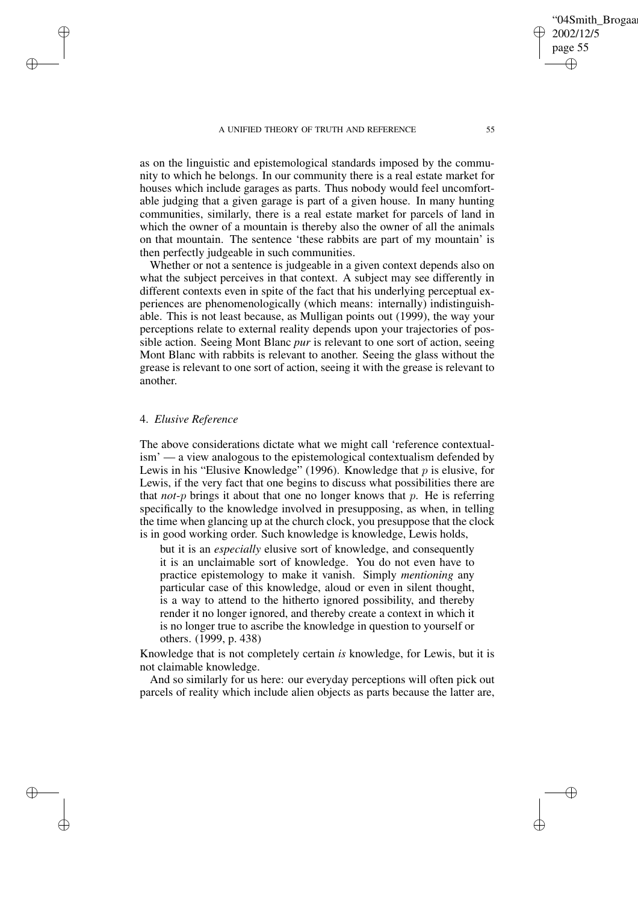as on the linguistic and epistemological standards imposed by the community to which he belongs. In our community there is a real estate market for houses which include garages as parts. Thus nobody would feel uncomfortable judging that a given garage is part of a given house. In many hunting communities, similarly, there is a real estate market for parcels of land in which the owner of a mountain is thereby also the owner of all the animals on that mountain. The sentence 'these rabbits are part of my mountain' is then perfectly judgeable in such communities.

Whether or not a sentence is judgeable in a given context depends also on what the subject perceives in that context. A subject may see differently in different contexts even in spite of the fact that his underlying perceptual experiences are phenomenologically (which means: internally) indistinguishable. This is not least because, as Mulligan points out (1999), the way your perceptions relate to external reality depends upon your trajectories of possible action. Seeing Mont Blanc *pur* is relevant to one sort of action, seeing Mont Blanc with rabbits is relevant to another. Seeing the glass without the grease is relevant to one sort of action, seeing it with the grease is relevant to another.

## 4. *Elusive Reference*

The above considerations dictate what we might call 'reference contextualism' — a view analogous to the epistemological contextualism defended by Lewis in his "Elusive Knowledge" (1996). Knowledge that $p$ is elusive, for Lewis, if the very fact that one begins to discuss what possibilities there are that *not*-$p$ brings it about that one no longer knows that $p$. He is referring specifically to the knowledge involved in presupposing, as when, in telling the time when glancing up at the church clock, you presuppose that the clock is in good working order. Such knowledge is knowledge, Lewis holds,

> but it is an *especially* elusive sort of knowledge, and consequently it is an unclaimable sort of knowledge. You do not even have to practice epistemology to make it vanish. Simply *mentioning* any particular case of this knowledge, aloud or even in silent thought, is a way to attend to the hitherto ignored possibility, and thereby render it no longer ignored, and thereby create a context in which it is no longer true to ascribe the knowledge in question to yourself or others. (1999, p. 438)

Knowledge that is not completely certain *is* knowledge, for Lewis, but it is not claimable knowledge.

And so similarly for us here: our everyday perceptions will often pick out parcels of reality which include alien objects as parts because the latter are,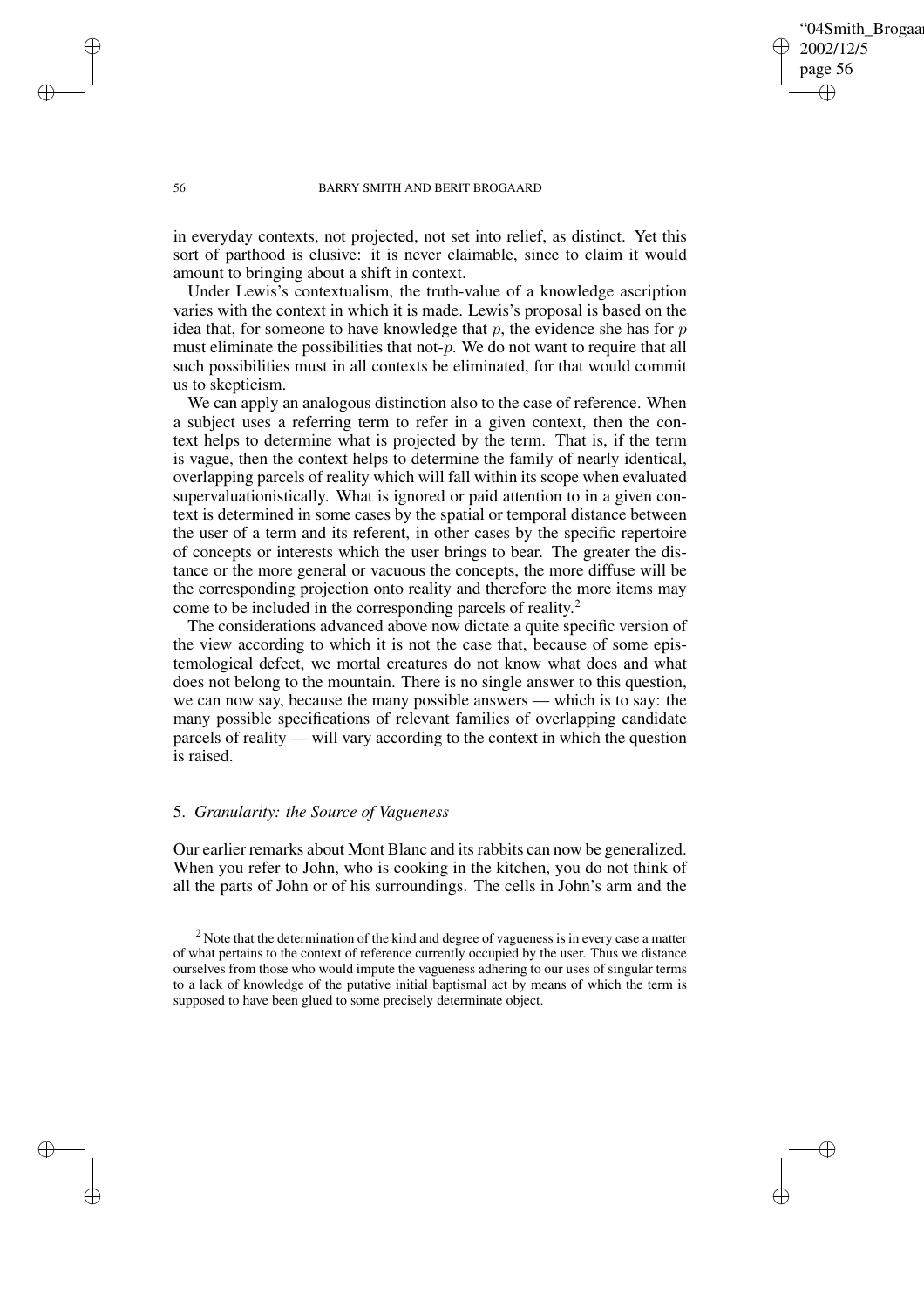in everyday contexts, not projected, not set into relief, as distinct. Yet this sort of parthood is elusive: it is never claimable, since to claim it would amount to bringing about a shift in context.

Under Lewis's contextualism, the truth-value of a knowledge ascription varies with the context in which it is made. Lewis's proposal is based on the idea that, for someone to have knowledge that $p$, the evidence she has for $p$ must eliminate the possibilities that not-$p$. We do not want to require that all such possibilities must in all contexts be eliminated, for that would commit us to skepticism.

We can apply an analogous distinction also to the case of reference. When a subject uses a referring term to refer in a given context, then the context helps to determine what is projected by the term. That is, if the term is vague, then the context helps to determine the family of nearly identical, overlapping parcels of reality which will fall within its scope when evaluated supervaluationistically. What is ignored or paid attention to in a given context is determined in some cases by the spatial or temporal distance between the user of a term and its referent, in other cases by the specific repertoire of concepts or interests which the user brings to bear. The greater the distance or the more general or vacuous the concepts, the more diffuse will be the corresponding projection onto reality and therefore the more items may come to be included in the corresponding parcels of reality.[2]

The considerations advanced above now dictate a quite specific version of the view according to which it is not the case that, because of some epistemological defect, we mortal creatures do not know what does and what does not belong to the mountain. There is no single answer to this question, we can now say, because the many possible answers — which is to say: the many possible specifications of relevant families of overlapping candidate parcels of reality — will vary according to the context in which the question is raised.

## 5. *Granularity: the Source of Vagueness*

Our earlier remarks about Mont Blanc and its rabbits can now be generalized. When you refer to John, who is cooking in the kitchen, you do not think of all the parts of John or of his surroundings. The cells in John's arm and the

[2] Note that the determination of the kind and degree of vagueness is in every case a matter of what pertains to the context of reference currently occupied by the user. Thus we distance ourselves from those who would impute the vagueness adhering to our uses of singular terms to a lack of knowledge of the putative initial baptismal act by means of which the term is supposed to have been glued to some precisely determinate object.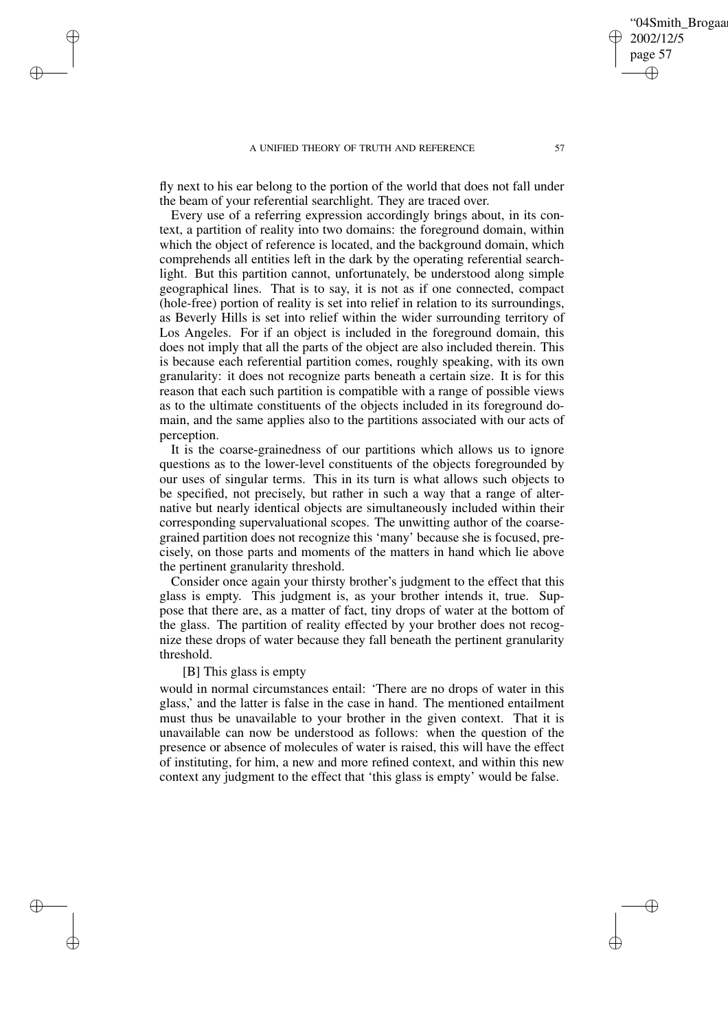fly next to his ear belong to the portion of the world that does not fall under the beam of your referential searchlight. They are traced over.

Every use of a referring expression accordingly brings about, in its context, a partition of reality into two domains: the foreground domain, within which the object of reference is located, and the background domain, which comprehends all entities left in the dark by the operating referential searchlight. But this partition cannot, unfortunately, be understood along simple geographical lines. That is to say, it is not as if one connected, compact (hole-free) portion of reality is set into relief in relation to its surroundings, as Beverly Hills is set into relief within the wider surrounding territory of Los Angeles. For if an object is included in the foreground domain, this does not imply that all the parts of the object are also included therein. This is because each referential partition comes, roughly speaking, with its own granularity: it does not recognize parts beneath a certain size. It is for this reason that each such partition is compatible with a range of possible views as to the ultimate constituents of the objects included in its foreground domain, and the same applies also to the partitions associated with our acts of perception.

It is the coarse-grainedness of our partitions which allows us to ignore questions as to the lower-level constituents of the objects foregrounded by our uses of singular terms. This in its turn is what allows such objects to be specified, not precisely, but rather in such a way that a range of alternative but nearly identical objects are simultaneously included within their corresponding supervaluational scopes. The unwitting author of the coarse-grained partition does not recognize this 'many' because she is focused, precisely, on those parts and moments of the matters in hand which lie above the pertinent granularity threshold.

Consider once again your thirsty brother's judgment to the effect that this glass is empty. This judgment is, as your brother intends it, true. Suppose that there are, as a matter of fact, tiny drops of water at the bottom of the glass. The partition of reality effected by your brother does not recognize these drops of water because they fall beneath the pertinent granularity threshold.

[B] This glass is empty

would in normal circumstances entail: 'There are no drops of water in this glass,' and the latter is false in the case in hand. The mentioned entailment must thus be unavailable to your brother in the given context. That it is unavailable can now be understood as follows: when the question of the presence or absence of molecules of water is raised, this will have the effect of instituting, for him, a new and more refined context, and within this new context any judgment to the effect that 'this glass is empty' would be false.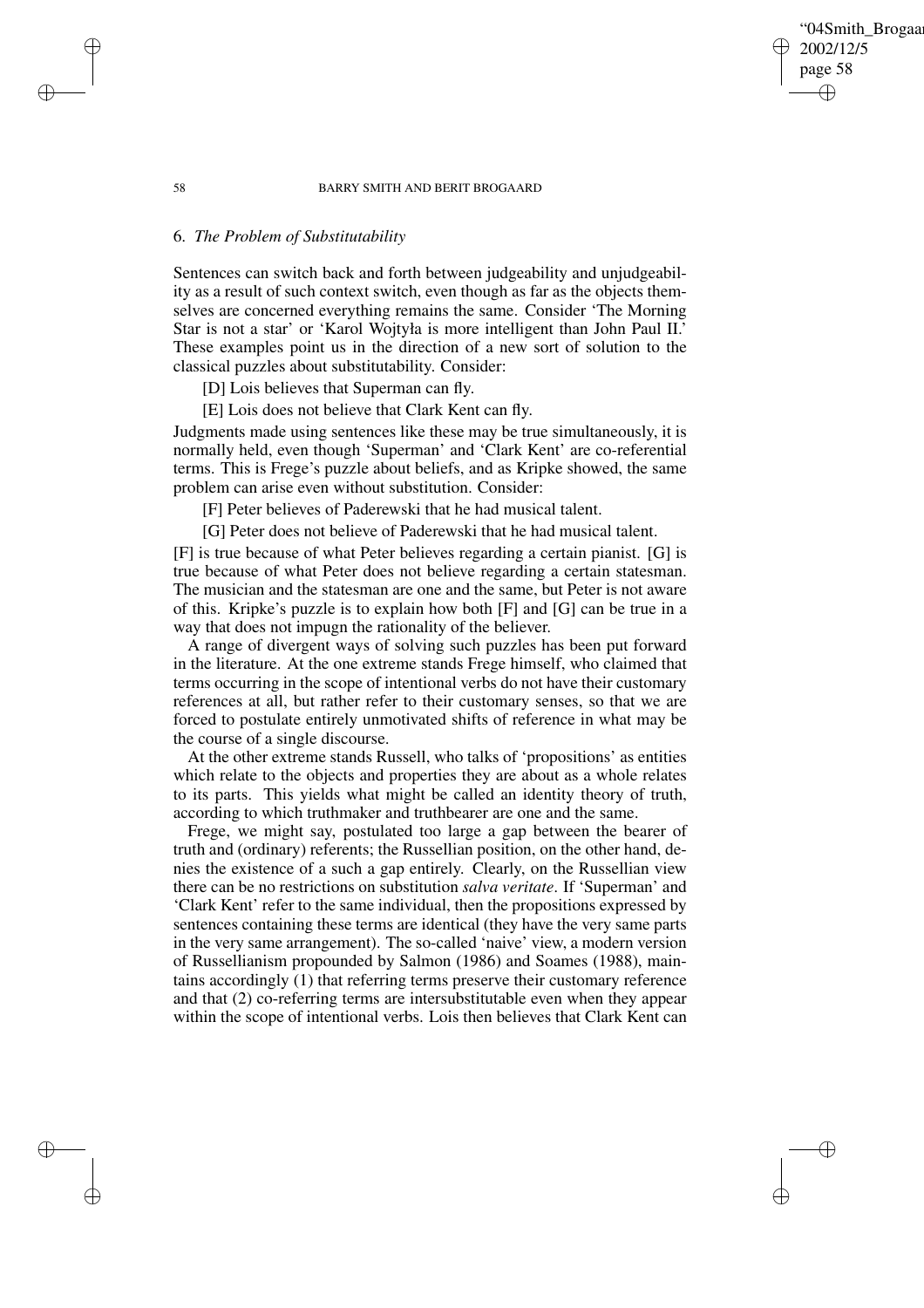## 6. *The Problem of Substitutability*

Sentences can switch back and forth between judgeability and unjudgeability as a result of such context switch, even though as far as the objects themselves are concerned everything remains the same. Consider 'The Morning Star is not a star' or 'Karol Wojtyła is more intelligent than John Paul II.' These examples point us in the direction of a new sort of solution to the classical puzzles about substitutability. Consider:

[D] Lois believes that Superman can fly.

[E] Lois does not believe that Clark Kent can fly.

Judgments made using sentences like these may be true simultaneously, it is normally held, even though 'Superman' and 'Clark Kent' are co-referential terms. This is Frege's puzzle about beliefs, and as Kripke showed, the same problem can arise even without substitution. Consider:

[F] Peter believes of Paderewski that he had musical talent.

[G] Peter does not believe of Paderewski that he had musical talent.

[F] is true because of what Peter believes regarding a certain pianist. [G] is true because of what Peter does not believe regarding a certain statesman. The musician and the statesman are one and the same, but Peter is not aware of this. Kripke's puzzle is to explain how both [F] and [G] can be true in a way that does not impugn the rationality of the believer.

A range of divergent ways of solving such puzzles has been put forward in the literature. At the one extreme stands Frege himself, who claimed that terms occurring in the scope of intentional verbs do not have their customary references at all, but rather refer to their customary senses, so that we are forced to postulate entirely unmotivated shifts of reference in what may be the course of a single discourse.

At the other extreme stands Russell, who talks of 'propositions' as entities which relate to the objects and properties they are about as a whole relates to its parts. This yields what might be called an identity theory of truth, according to which truthmaker and truthbearer are one and the same.

Frege, we might say, postulated too large a gap between the bearer of truth and (ordinary) referents; the Russellian position, on the other hand, denies the existence of a such a gap entirely. Clearly, on the Russellian view there can be no restrictions on substitution *salva veritate*. If 'Superman' and 'Clark Kent' refer to the same individual, then the propositions expressed by sentences containing these terms are identical (they have the very same parts in the very same arrangement). The so-called 'naive' view, a modern version of Russellianism propounded by Salmon (1986) and Soames (1988), maintains accordingly (1) that referring terms preserve their customary reference and that (2) co-referring terms are intersubstitutable even when they appear within the scope of intentional verbs. Lois then believes that Clark Kent can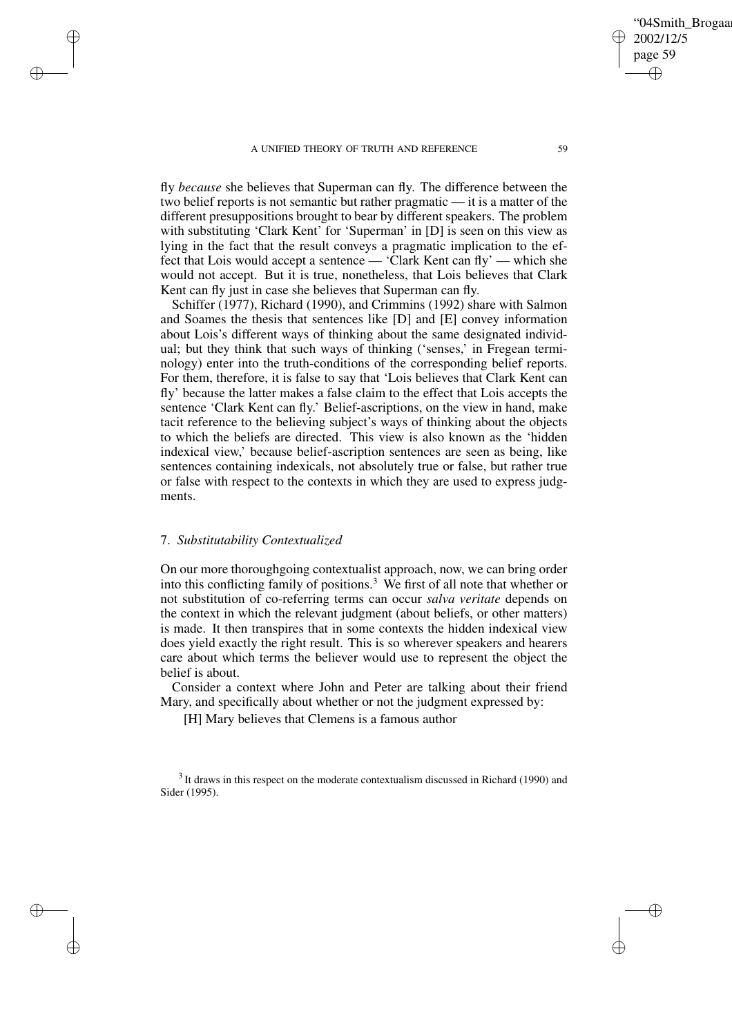fly *because* she believes that Superman can fly. The difference between the two belief reports is not semantic but rather pragmatic — it is a matter of the different presuppositions brought to bear by different speakers. The problem with substituting 'Clark Kent' for 'Superman' in [D] is seen on this view as lying in the fact that the result conveys a pragmatic implication to the effect that Lois would accept a sentence — 'Clark Kent can fly' — which she would not accept. But it is true, nonetheless, that Lois believes that Clark Kent can fly just in case she believes that Superman can fly.

Schiffer (1977), Richard (1990), and Crimmins (1992) share with Salmon and Soames the thesis that sentences like [D] and [E] convey information about Lois's different ways of thinking about the same designated individual; but they think that such ways of thinking ('senses,' in Fregean terminology) enter into the truth-conditions of the corresponding belief reports. For them, therefore, it is false to say that 'Lois believes that Clark Kent can fly' because the latter makes a false claim to the effect that Lois accepts the sentence 'Clark Kent can fly.' Belief-ascriptions, on the view in hand, make tacit reference to the believing subject's ways of thinking about the objects to which the beliefs are directed. This view is also known as the 'hidden indexical view,' because belief-ascription sentences are seen as being, like sentences containing indexicals, not absolutely true or false, but rather true or false with respect to the contexts in which they are used to express judgments.

## 7. *Substitutability Contextualized*

On our more thoroughgoing contextualist approach, now, we can bring order into this conflicting family of positions.[3] We first of all note that whether or not substitution of co-referring terms can occur *salva veritate* depends on the context in which the relevant judgment (about beliefs, or other matters) is made. It then transpires that in some contexts the hidden indexical view does yield exactly the right result. This is so wherever speakers and hearers care about which terms the believer would use to represent the object the belief is about.

Consider a context where John and Peter are talking about their friend Mary, and specifically about whether or not the judgment expressed by:

[H] Mary believes that Clemens is a famous author

[3] It draws in this respect on the moderate contextualism discussed in Richard (1990) and Sider (1995).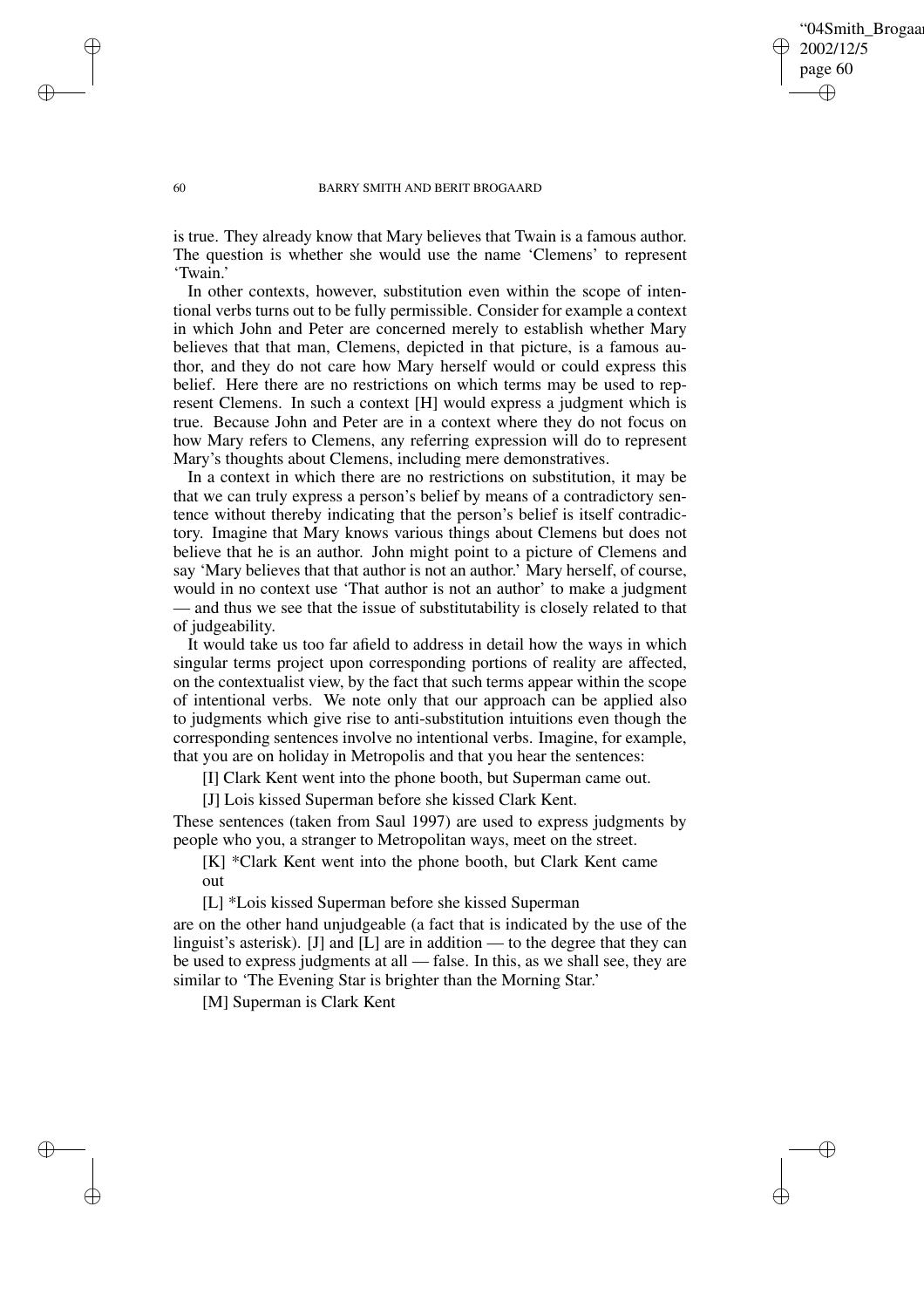is true. They already know that Mary believes that Twain is a famous author. The question is whether she would use the name 'Clemens' to represent 'Twain.'

In other contexts, however, substitution even within the scope of intentional verbs turns out to be fully permissible. Consider for example a context in which John and Peter are concerned merely to establish whether Mary believes that that man, Clemens, depicted in that picture, is a famous author, and they do not care how Mary herself would or could express this belief. Here there are no restrictions on which terms may be used to represent Clemens. In such a context [H] would express a judgment which is true. Because John and Peter are in a context where they do not focus on how Mary refers to Clemens, any referring expression will do to represent Mary's thoughts about Clemens, including mere demonstratives.

In a context in which there are no restrictions on substitution, it may be that we can truly express a person's belief by means of a contradictory sentence without thereby indicating that the person's belief is itself contradictory. Imagine that Mary knows various things about Clemens but does not believe that he is an author. John might point to a picture of Clemens and say 'Mary believes that that author is not an author.' Mary herself, of course, would in no context use 'That author is not an author' to make a judgment — and thus we see that the issue of substitutability is closely related to that of judgeability.

It would take us too far afield to address in detail how the ways in which singular terms project upon corresponding portions of reality are affected, on the contextualist view, by the fact that such terms appear within the scope of intentional verbs. We note only that our approach can be applied also to judgments which give rise to anti-substitution intuitions even though the corresponding sentences involve no intentional verbs. Imagine, for example, that you are on holiday in Metropolis and that you hear the sentences:

[I] Clark Kent went into the phone booth, but Superman came out.

[J] Lois kissed Superman before she kissed Clark Kent.

These sentences (taken from Saul 1997) are used to express judgments by people who you, a stranger to Metropolitan ways, meet on the street.

[K] *Clark Kent went into the phone booth, but Clark Kent came out

[L] *Lois kissed Superman before she kissed Superman

are on the other hand unjudgeable (a fact that is indicated by the use of the linguist's asterisk). [J] and [L] are in addition — to the degree that they can be used to express judgments at all — false. In this, as we shall see, they are similar to 'The Evening Star is brighter than the Morning Star.'

[M] Superman is Clark Kent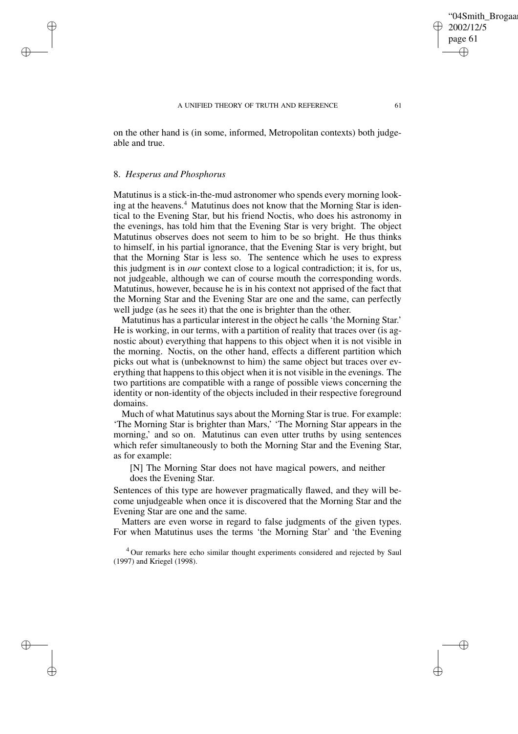on the other hand is (in some, informed, Metropolitan contexts) both judgeable and true.

## 8. *Hesperus and Phosphorus*

Matutinus is a stick-in-the-mud astronomer who spends every morning looking at the heavens.[4] Matutinus does not know that the Morning Star is identical to the Evening Star, but his friend Noctis, who does his astronomy in the evenings, has told him that the Evening Star is very bright. The object Matutinus observes does not seem to him to be so bright. He thus thinks to himself, in his partial ignorance, that the Evening Star is very bright, but that the Morning Star is less so. The sentence which he uses to express this judgment is in *our* context close to a logical contradiction; it is, for us, not judgeable, although we can of course mouth the corresponding words. Matutinus, however, because he is in his context not apprised of the fact that the Morning Star and the Evening Star are one and the same, can perfectly well judge (as he sees it) that the one is brighter than the other.

Matutinus has a particular interest in the object he calls 'the Morning Star.' He is working, in our terms, with a partition of reality that traces over (is agnostic about) everything that happens to this object when it is not visible in the morning. Noctis, on the other hand, effects a different partition which picks out what is (unbeknownst to him) the same object but traces over everything that happens to this object when it is not visible in the evenings. The two partitions are compatible with a range of possible views concerning the identity or non-identity of the objects included in their respective foreground domains.

Much of what Matutinus says about the Morning Star is true. For example: 'The Morning Star is brighter than Mars,' 'The Morning Star appears in the morning,' and so on. Matutinus can even utter truths by using sentences which refer simultaneously to both the Morning Star and the Evening Star, as for example:

> [N] The Morning Star does not have magical powers, and neither does the Evening Star.

Sentences of this type are however pragmatically flawed, and they will become unjudgeable when once it is discovered that the Morning Star and the Evening Star are one and the same.

Matters are even worse in regard to false judgments of the given types. For when Matutinus uses the terms 'the Morning Star' and 'the Evening

[4] Our remarks here echo similar thought experiments considered and rejected by Saul (1997) and Kriegel (1998).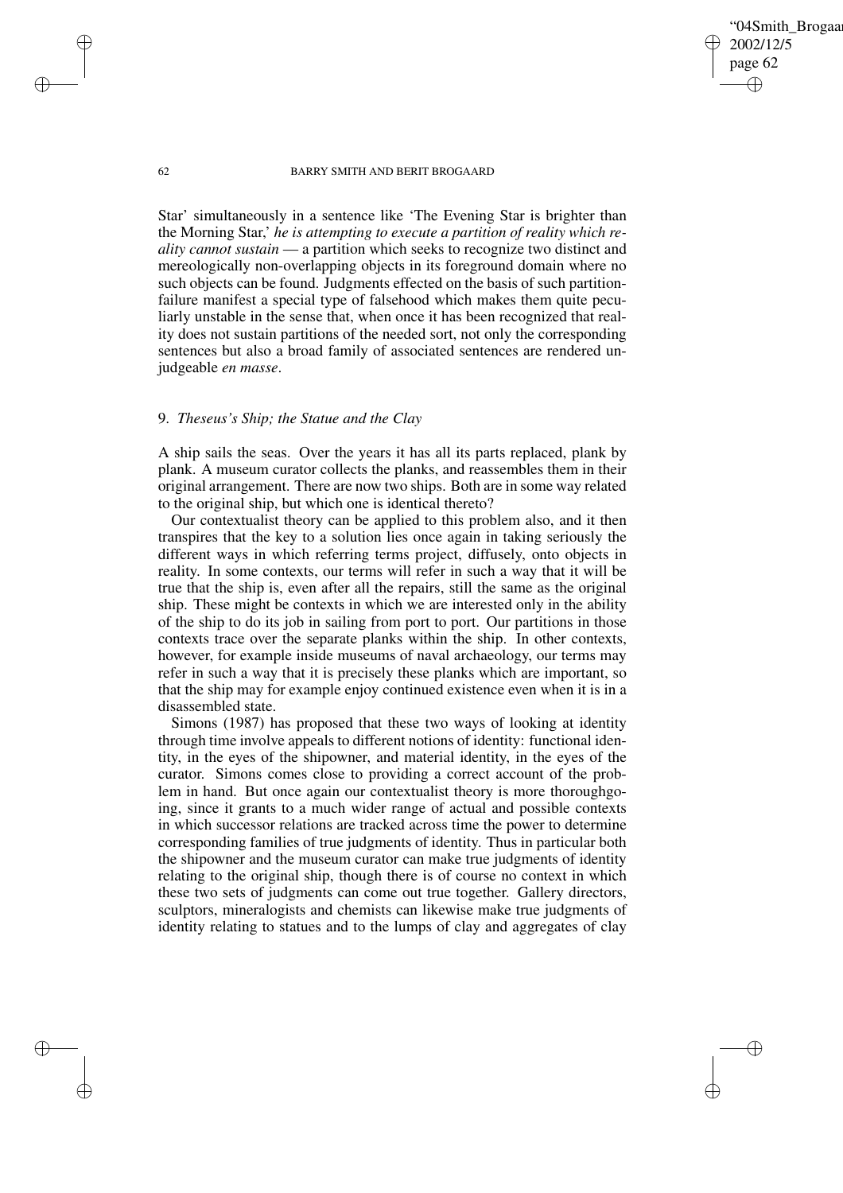Star' simultaneously in a sentence like 'The Evening Star is brighter than the Morning Star,' *he is attempting to execute a partition of reality which reality cannot sustain* — a partition which seeks to recognize two distinct and mereologically non-overlapping objects in its foreground domain where no such objects can be found. Judgments effected on the basis of such partition-failure manifest a special type of falsehood which makes them quite peculiarly unstable in the sense that, when once it has been recognized that reality does not sustain partitions of the needed sort, not only the corresponding sentences but also a broad family of associated sentences are rendered unjudgeable *en masse*.

## 9. *Theseus's Ship; the Statue and the Clay*

A ship sails the seas. Over the years it has all its parts replaced, plank by plank. A museum curator collects the planks, and reassembles them in their original arrangement. There are now two ships. Both are in some way related to the original ship, but which one is identical thereto?

Our contextualist theory can be applied to this problem also, and it then transpires that the key to a solution lies once again in taking seriously the different ways in which referring terms project, diffusely, onto objects in reality. In some contexts, our terms will refer in such a way that it will be true that the ship is, even after all the repairs, still the same as the original ship. These might be contexts in which we are interested only in the ability of the ship to do its job in sailing from port to port. Our partitions in those contexts trace over the separate planks within the ship. In other contexts, however, for example inside museums of naval archaeology, our terms may refer in such a way that it is precisely these planks which are important, so that the ship may for example enjoy continued existence even when it is in a disassembled state.

Simons (1987) has proposed that these two ways of looking at identity through time involve appeals to different notions of identity: functional identity, in the eyes of the shipowner, and material identity, in the eyes of the curator. Simons comes close to providing a correct account of the problem in hand. But once again our contextualist theory is more thoroughgoing, since it grants to a much wider range of actual and possible contexts in which successor relations are tracked across time the power to determine corresponding families of true judgments of identity. Thus in particular both the shipowner and the museum curator can make true judgments of identity relating to the original ship, though there is of course no context in which these two sets of judgments can come out true together. Gallery directors, sculptors, mineralogists and chemists can likewise make true judgments of identity relating to statues and to the lumps of clay and aggregates of clay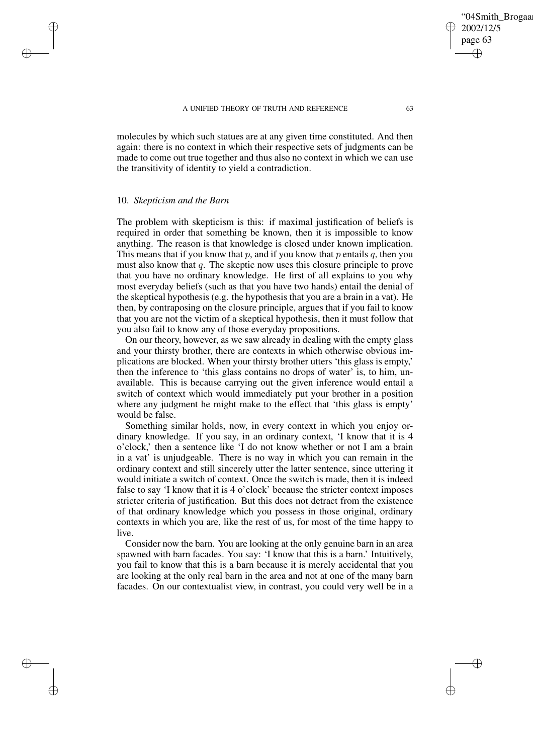molecules by which such statues are at any given time constituted. And then again: there is no context in which their respective sets of judgments can be made to come out true together and thus also no context in which we can use the transitivity of identity to yield a contradiction.

## 10. *Skepticism and the Barn*

The problem with skepticism is this: if maximal justification of beliefs is required in order that something be known, then it is impossible to know anything. The reason is that knowledge is closed under known implication. This means that if you know that $p$, and if you know that $p$ entails $q$, then you must also know that $q$. The skeptic now uses this closure principle to prove that you have no ordinary knowledge. He first of all explains to you why most everyday beliefs (such as that you have two hands) entail the denial of the skeptical hypothesis (e.g. the hypothesis that you are a brain in a vat). He then, by contraposing on the closure principle, argues that if you fail to know that you are not the victim of a skeptical hypothesis, then it must follow that you also fail to know any of those everyday propositions.

On our theory, however, as we saw already in dealing with the empty glass and your thirsty brother, there are contexts in which otherwise obvious implications are blocked. When your thirsty brother utters 'this glass is empty,' then the inference to 'this glass contains no drops of water' is, to him, unavailable. This is because carrying out the given inference would entail a switch of context which would immediately put your brother in a position where any judgment he might make to the effect that 'this glass is empty' would be false.

Something similar holds, now, in every context in which you enjoy ordinary knowledge. If you say, in an ordinary context, 'I know that it is 4 o'clock,' then a sentence like 'I do not know whether or not I am a brain in a vat' is unjudgeable. There is no way in which you can remain in the ordinary context and still sincerely utter the latter sentence, since uttering it would initiate a switch of context. Once the switch is made, then it is indeed false to say 'I know that it is 4 o'clock' because the stricter context imposes stricter criteria of justification. But this does not detract from the existence of that ordinary knowledge which you possess in those original, ordinary contexts in which you are, like the rest of us, for most of the time happy to live.

Consider now the barn. You are looking at the only genuine barn in an area spawned with barn facades. You say: 'I know that this is a barn.' Intuitively, you fail to know that this is a barn because it is merely accidental that you are looking at the only real barn in the area and not at one of the many barn facades. On our contextualist view, in contrast, you could very well be in a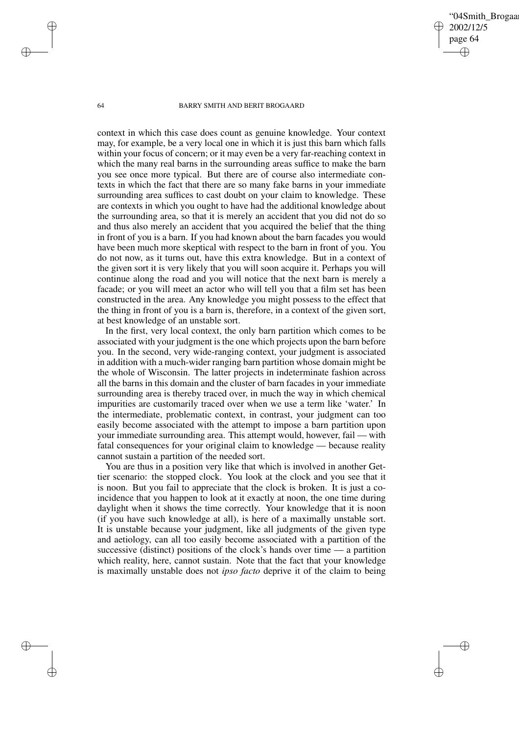context in which this case does count as genuine knowledge. Your context may, for example, be a very local one in which it is just this barn which falls within your focus of concern; or it may even be a very far-reaching context in which the many real barns in the surrounding areas suffice to make the barn you see once more typical. But there are of course also intermediate contexts in which the fact that there are so many fake barns in your immediate surrounding area suffices to cast doubt on your claim to knowledge. These are contexts in which you ought to have had the additional knowledge about the surrounding area, so that it is merely an accident that you did not do so and thus also merely an accident that you acquired the belief that the thing in front of you is a barn. If you had known about the barn facades you would have been much more skeptical with respect to the barn in front of you. You do not now, as it turns out, have this extra knowledge. But in a context of the given sort it is very likely that you will soon acquire it. Perhaps you will continue along the road and you will notice that the next barn is merely a facade; or you will meet an actor who will tell you that a film set has been constructed in the area. Any knowledge you might possess to the effect that the thing in front of you is a barn is, therefore, in a context of the given sort, at best knowledge of an unstable sort.

In the first, very local context, the only barn partition which comes to be associated with your judgment is the one which projects upon the barn before you. In the second, very wide-ranging context, your judgment is associated in addition with a much-wider ranging barn partition whose domain might be the whole of Wisconsin. The latter projects in indeterminate fashion across all the barns in this domain and the cluster of barn facades in your immediate surrounding area is thereby traced over, in much the way in which chemical impurities are customarily traced over when we use a term like 'water.' In the intermediate, problematic context, in contrast, your judgment can too easily become associated with the attempt to impose a barn partition upon your immediate surrounding area. This attempt would, however, fail — with fatal consequences for your original claim to knowledge — because reality cannot sustain a partition of the needed sort.

You are thus in a position very like that which is involved in another Gettier scenario: the stopped clock. You look at the clock and you see that it is noon. But you fail to appreciate that the clock is broken. It is just a coincidence that you happen to look at it exactly at noon, the one time during daylight when it shows the time correctly. Your knowledge that it is noon (if you have such knowledge at all), is here of a maximally unstable sort. It is unstable because your judgment, like all judgments of the given type and aetiology, can all too easily become associated with a partition of the successive (distinct) positions of the clock's hands over time — a partition which reality, here, cannot sustain. Note that the fact that your knowledge is maximally unstable does not *ipso facto* deprive it of the claim to being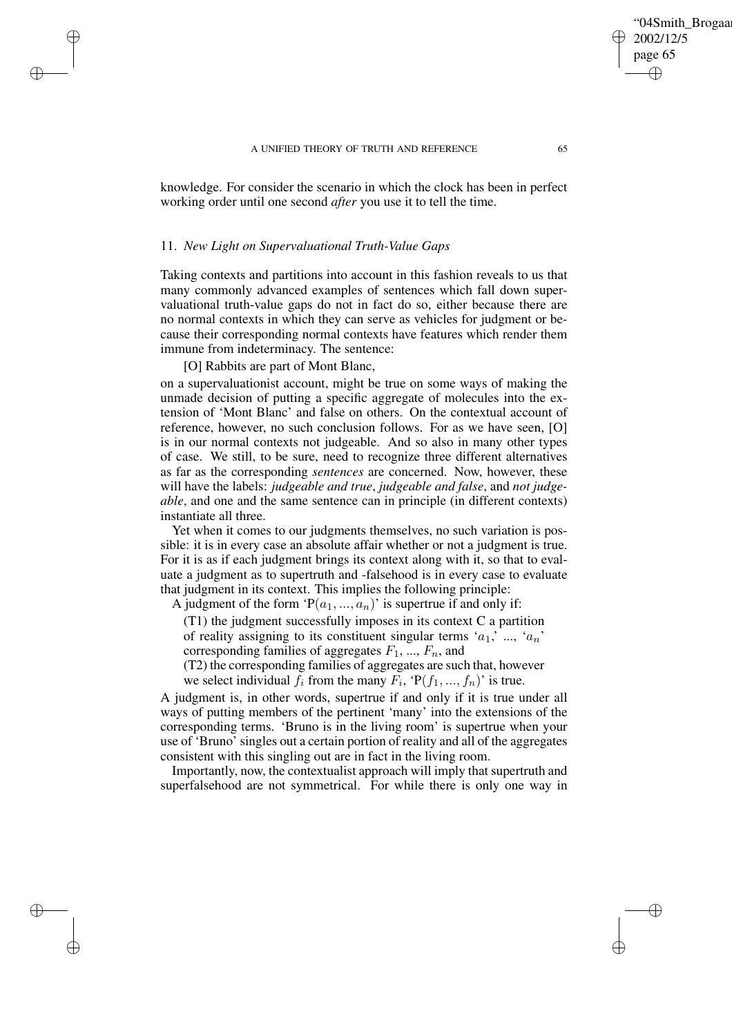knowledge. For consider the scenario in which the clock has been in perfect working order until one second *after* you use it to tell the time.

### 11. *New Light on Supervaluational Truth-Value Gaps*

Taking contexts and partitions into account in this fashion reveals to us that many commonly advanced examples of sentences which fall down supervaluational truth-value gaps do not in fact do so, either because there are no normal contexts in which they can serve as vehicles for judgment or because their corresponding normal contexts have features which render them immune from indeterminacy. The sentence:

[O] Rabbits are part of Mont Blanc,

on a supervaluationist account, might be true on some ways of making the unmade decision of putting a specific aggregate of molecules into the extension of 'Mont Blanc' and false on others. On the contextual account of reference, however, no such conclusion follows. For as we have seen, [O] is in our normal contexts not judgeable. And so also in many other types of case. We still, to be sure, need to recognize three different alternatives as far as the corresponding *sentences* are concerned. Now, however, these will have the labels: *judgeable and true*, *judgeable and false*, and *not judgeable*, and one and the same sentence can in principle (in different contexts) instantiate all three.

Yet when it comes to our judgments themselves, no such variation is possible: it is in every case an absolute affair whether or not a judgment is true. For it is as if each judgment brings its context along with it, so that to evaluate a judgment as to supertruth and -falsehood is in every case to evaluate that judgment in its context. This implies the following principle:

A judgment of the form 'P$(a_1, ..., a_n)$' is supertrue if and only if:

(T1) the judgment successfully imposes in its context C a partition of reality assigning to its constituent singular terms '$a_1$,' ..., '$a_n$' corresponding families of aggregates $F_1$, ..., $F_n$, and

(T2) the corresponding families of aggregates are such that, however we select individual $f_i$ from the many $F_i$, 'P$(f_1, ..., f_n)$' is true.

A judgment is, in other words, supertrue if and only if it is true under all ways of putting members of the pertinent 'many' into the extensions of the corresponding terms. 'Bruno is in the living room' is supertrue when your use of 'Bruno' singles out a certain portion of reality and all of the aggregates consistent with this singling out are in fact in the living room.

Importantly, now, the contextualist approach will imply that supertruth and superfalsehood are not symmetrical. For while there is only one way in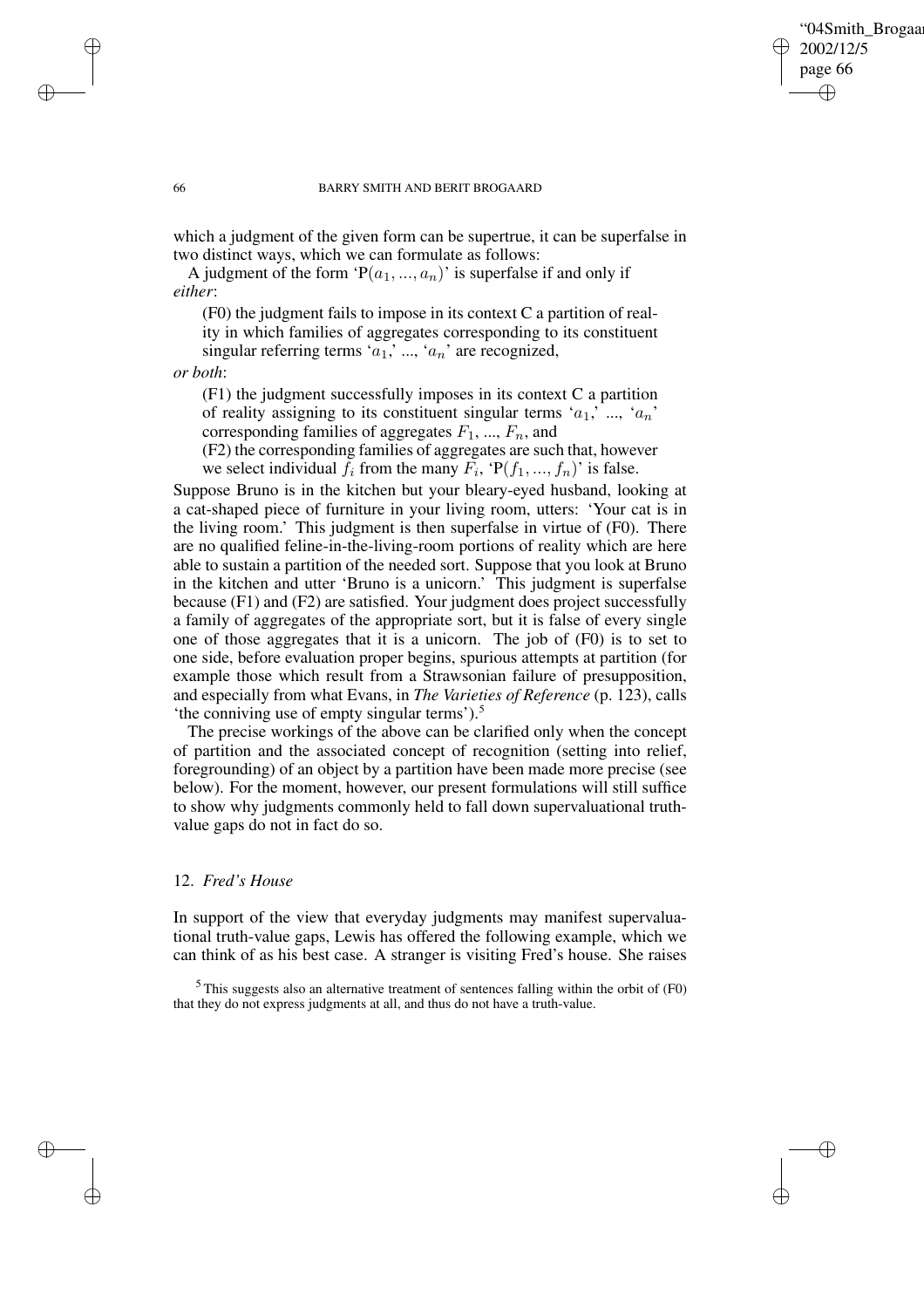which a judgment of the given form can be supertrue, it can be superfalse in two distinct ways, which we can formulate as follows:

A judgment of the form 'P$(a_1, ..., a_n)$' is superfalse if and only if *either*:

> (F0) the judgment fails to impose in its context C a partition of reality in which families of aggregates corresponding to its constituent singular referring terms '$a_1$,' ..., '$a_n$' are recognized,

*or both*:

> (F1) the judgment successfully imposes in its context C a partition of reality assigning to its constituent singular terms '$a_1$,' ..., '$a_n$' corresponding families of aggregates $F_1, ..., F_n$, and
>
> (F2) the corresponding families of aggregates are such that, however we select individual $f_i$ from the many $F_i$, 'P$(f_1, ..., f_n)$' is false.

Suppose Bruno is in the kitchen but your bleary-eyed husband, looking at a cat-shaped piece of furniture in your living room, utters: 'Your cat is in the living room.' This judgment is then superfalse in virtue of (F0). There are no qualified feline-in-the-living-room portions of reality which are here able to sustain a partition of the needed sort. Suppose that you look at Bruno in the kitchen and utter 'Bruno is a unicorn.' This judgment is superfalse because (F1) and (F2) are satisfied. Your judgment does project successfully a family of aggregates of the appropriate sort, but it is false of every single one of those aggregates that it is a unicorn. The job of (F0) is to set to one side, before evaluation proper begins, spurious attempts at partition (for example those which result from a Strawsonian failure of presupposition, and especially from what Evans, in *The Varieties of Reference* (p. 123), calls 'the conniving use of empty singular terms').[5]

The precise workings of the above can be clarified only when the concept of partition and the associated concept of recognition (setting into relief, foregrounding) of an object by a partition have been made more precise (see below). For the moment, however, our present formulations will still suffice to show why judgments commonly held to fall down supervaluational truth-value gaps do not in fact do so.

## 12. *Fred's House*

In support of the view that everyday judgments may manifest supervaluational truth-value gaps, Lewis has offered the following example, which we can think of as his best case. A stranger is visiting Fred's house. She raises

[5] This suggests also an alternative treatment of sentences falling within the orbit of (F0) that they do not express judgments at all, and thus do not have a truth-value.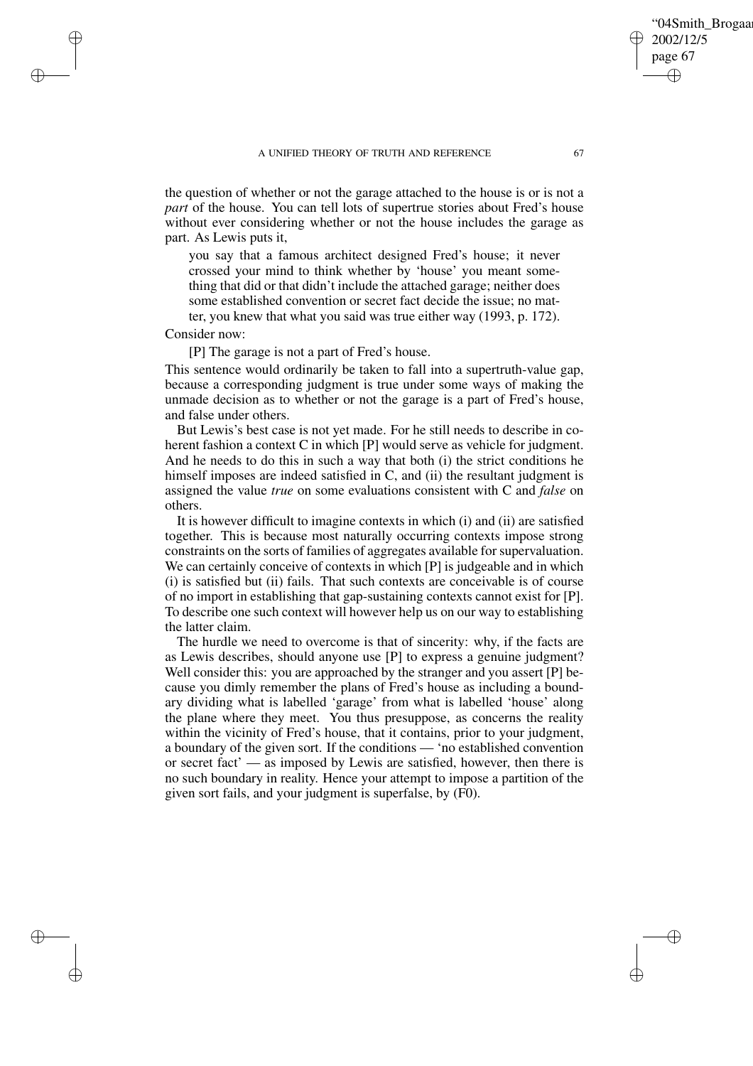the question of whether or not the garage attached to the house is or is not a *part* of the house. You can tell lots of supertrue stories about Fred's house without ever considering whether or not the house includes the garage as part. As Lewis puts it,

> you say that a famous architect designed Fred's house; it never crossed your mind to think whether by 'house' you meant something that did or that didn't include the attached garage; neither does some established convention or secret fact decide the issue; no matter, you knew that what you said was true either way (1993, p. 172).

Consider now:

> [P] The garage is not a part of Fred's house.

This sentence would ordinarily be taken to fall into a supertruth-value gap, because a corresponding judgment is true under some ways of making the unmade decision as to whether or not the garage is a part of Fred's house, and false under others.

But Lewis's best case is not yet made. For he still needs to describe in coherent fashion a context C in which [P] would serve as vehicle for judgment. And he needs to do this in such a way that both (i) the strict conditions he himself imposes are indeed satisfied in C, and (ii) the resultant judgment is assigned the value *true* on some evaluations consistent with C and *false* on others.

It is however difficult to imagine contexts in which (i) and (ii) are satisfied together. This is because most naturally occurring contexts impose strong constraints on the sorts of families of aggregates available for supervaluation. We can certainly conceive of contexts in which [P] is judgeable and in which (i) is satisfied but (ii) fails. That such contexts are conceivable is of course of no import in establishing that gap-sustaining contexts cannot exist for [P]. To describe one such context will however help us on our way to establishing the latter claim.

The hurdle we need to overcome is that of sincerity: why, if the facts are as Lewis describes, should anyone use [P] to express a genuine judgment? Well consider this: you are approached by the stranger and you assert [P] because you dimly remember the plans of Fred's house as including a boundary dividing what is labelled 'garage' from what is labelled 'house' along the plane where they meet. You thus presuppose, as concerns the reality within the vicinity of Fred's house, that it contains, prior to your judgment, a boundary of the given sort. If the conditions — 'no established convention or secret fact' — as imposed by Lewis are satisfied, however, then there is no such boundary in reality. Hence your attempt to impose a partition of the given sort fails, and your judgment is superfalse, by (F0).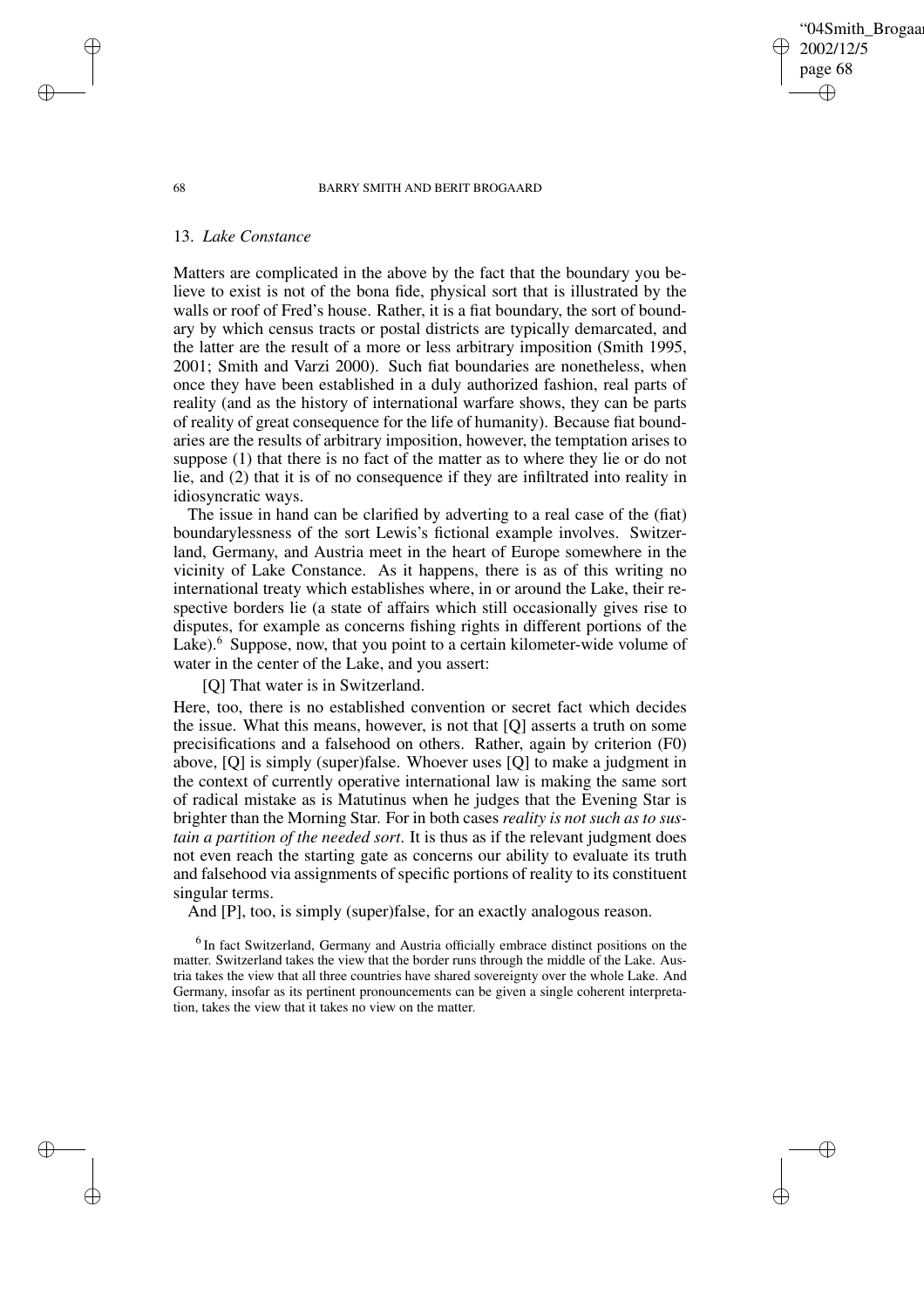## 13. *Lake Constance*

Matters are complicated in the above by the fact that the boundary you believe to exist is not of the bona fide, physical sort that is illustrated by the walls or roof of Fred's house. Rather, it is a fiat boundary, the sort of boundary by which census tracts or postal districts are typically demarcated, and the latter are the result of a more or less arbitrary imposition (Smith 1995, 2001; Smith and Varzi 2000). Such fiat boundaries are nonetheless, when once they have been established in a duly authorized fashion, real parts of reality (and as the history of international warfare shows, they can be parts of reality of great consequence for the life of humanity). Because fiat boundaries are the results of arbitrary imposition, however, the temptation arises to suppose (1) that there is no fact of the matter as to where they lie or do not lie, and (2) that it is of no consequence if they are infiltrated into reality in idiosyncratic ways.

The issue in hand can be clarified by adverting to a real case of the (fiat) boundarylessness of the sort Lewis's fictional example involves. Switzerland, Germany, and Austria meet in the heart of Europe somewhere in the vicinity of Lake Constance. As it happens, there is as of this writing no international treaty which establishes where, in or around the Lake, their respective borders lie (a state of affairs which still occasionally gives rise to disputes, for example as concerns fishing rights in different portions of the Lake).[6] Suppose, now, that you point to a certain kilometer-wide volume of water in the center of the Lake, and you assert:

[Q] That water is in Switzerland.

Here, too, there is no established convention or secret fact which decides the issue. What this means, however, is not that [Q] asserts a truth on some precisifications and a falsehood on others. Rather, again by criterion (F0) above, [Q] is simply (super)false. Whoever uses [Q] to make a judgment in the context of currently operative international law is making the same sort of radical mistake as is Matutinus when he judges that the Evening Star is brighter than the Morning Star. For in both cases *reality is not such as to sustain a partition of the needed sort*. It is thus as if the relevant judgment does not even reach the starting gate as concerns our ability to evaluate its truth and falsehood via assignments of specific portions of reality to its constituent singular terms.

And [P], too, is simply (super)false, for an exactly analogous reason.

[6] In fact Switzerland, Germany and Austria officially embrace distinct positions on the matter. Switzerland takes the view that the border runs through the middle of the Lake. Austria takes the view that all three countries have shared sovereignty over the whole Lake. And Germany, insofar as its pertinent pronouncements can be given a single coherent interpretation, takes the view that it takes no view on the matter.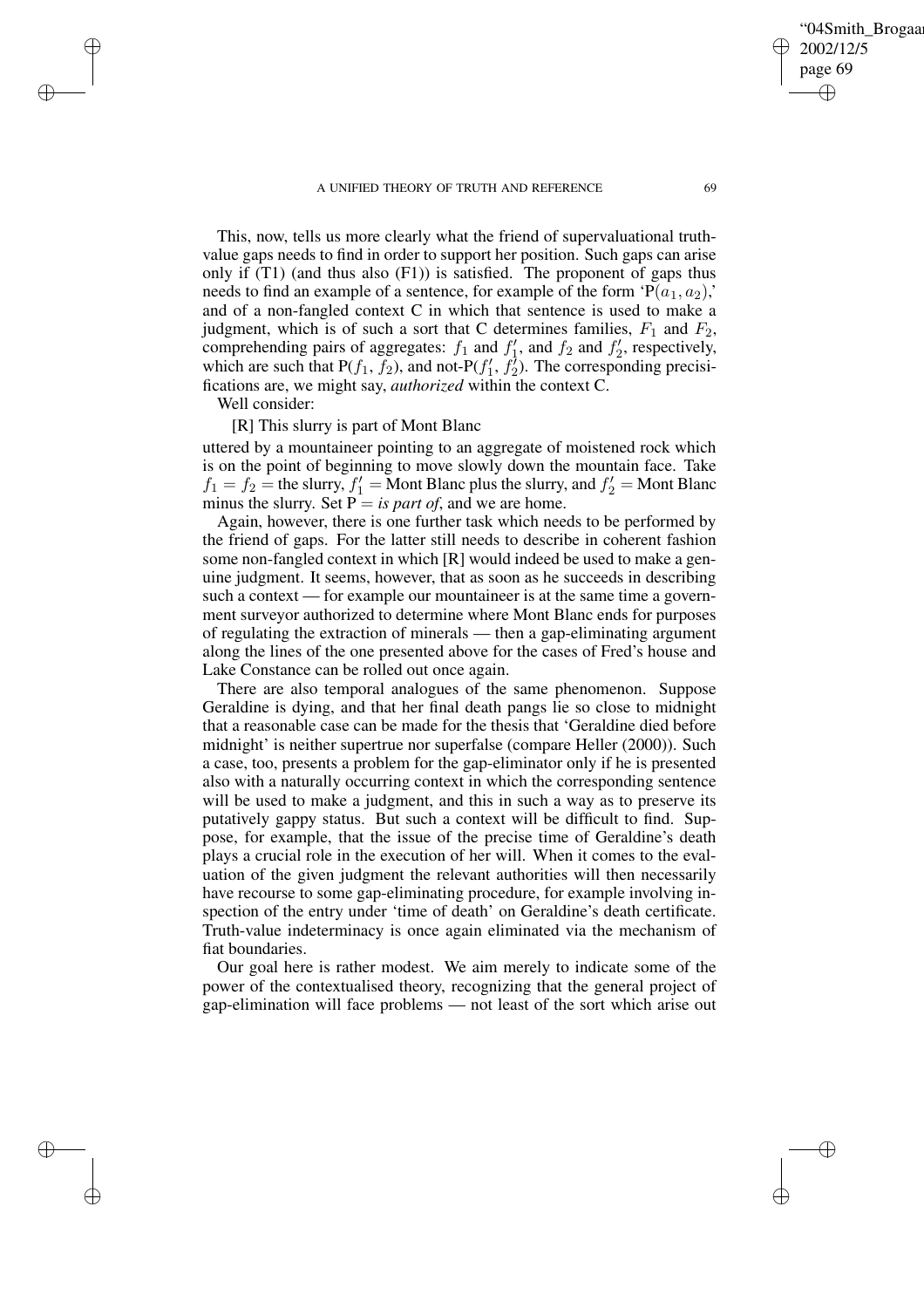This, now, tells us more clearly what the friend of supervaluational truth-value gaps needs to find in order to support her position. Such gaps can arise only if (T1) (and thus also (F1)) is satisfied. The proponent of gaps thus needs to find an example of a sentence, for example of the form '$P(a_1, a_2)$,' and of a non-fangled context C in which that sentence is used to make a judgment, which is of such a sort that C determines families, $F_1$ and $F_2$, comprehending pairs of aggregates: $f_1$ and $f_1'$, and $f_2$ and $f_2'$, respectively, which are such that $P(f_1, f_2)$, and not-$P(f_1', f_2')$. The corresponding precisifications are, we might say, *authorized* within the context C.

Well consider:

[R] This slurry is part of Mont Blanc

uttered by a mountaineer pointing to an aggregate of moistened rock which is on the point of beginning to move slowly down the mountain face. Take $f_1 = f_2 =$ the slurry, $f_1' =$ Mont Blanc plus the slurry, and $f_2' =$ Mont Blanc minus the slurry. Set P = *is part of*, and we are home.

Again, however, there is one further task which needs to be performed by the friend of gaps. For the latter still needs to describe in coherent fashion some non-fangled context in which [R] would indeed be used to make a genuine judgment. It seems, however, that as soon as he succeeds in describing such a context — for example our mountaineer is at the same time a government surveyor authorized to determine where Mont Blanc ends for purposes of regulating the extraction of minerals — then a gap-eliminating argument along the lines of the one presented above for the cases of Fred's house and Lake Constance can be rolled out once again.

There are also temporal analogues of the same phenomenon. Suppose Geraldine is dying, and that her final death pangs lie so close to midnight that a reasonable case can be made for the thesis that 'Geraldine died before midnight' is neither supertrue nor superfalse (compare Heller (2000)). Such a case, too, presents a problem for the gap-eliminator only if he is presented also with a naturally occurring context in which the corresponding sentence will be used to make a judgment, and this in such a way as to preserve its putatively gappy status. But such a context will be difficult to find. Suppose, for example, that the issue of the precise time of Geraldine's death plays a crucial role in the execution of her will. When it comes to the evaluation of the given judgment the relevant authorities will then necessarily have recourse to some gap-eliminating procedure, for example involving inspection of the entry under 'time of death' on Geraldine's death certificate. Truth-value indeterminacy is once again eliminated via the mechanism of fiat boundaries.

Our goal here is rather modest. We aim merely to indicate some of the power of the contextualised theory, recognizing that the general project of gap-elimination will face problems — not least of the sort which arise out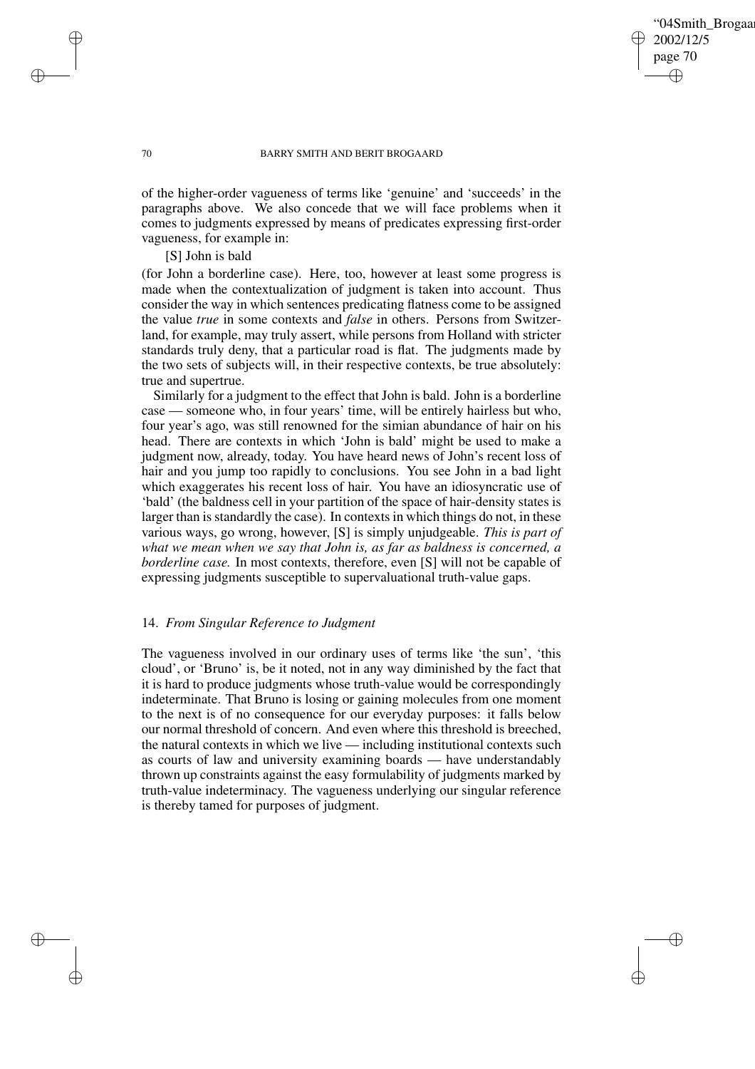of the higher-order vagueness of terms like 'genuine' and 'succeeds' in the paragraphs above. We also concede that we will face problems when it comes to judgments expressed by means of predicates expressing first-order vagueness, for example in:

[S] John is bald

(for John a borderline case). Here, too, however at least some progress is made when the contextualization of judgment is taken into account. Thus consider the way in which sentences predicating flatness come to be assigned the value *true* in some contexts and *false* in others. Persons from Switzerland, for example, may truly assert, while persons from Holland with stricter standards truly deny, that a particular road is flat. The judgments made by the two sets of subjects will, in their respective contexts, be true absolutely: true and supertrue.

Similarly for a judgment to the effect that John is bald. John is a borderline case — someone who, in four years' time, will be entirely hairless but who, four year's ago, was still renowned for the simian abundance of hair on his head. There are contexts in which 'John is bald' might be used to make a judgment now, already, today. You have heard news of John's recent loss of hair and you jump too rapidly to conclusions. You see John in a bad light which exaggerates his recent loss of hair. You have an idiosyncratic use of 'bald' (the baldness cell in your partition of the space of hair-density states is larger than is standardly the case). In contexts in which things do not, in these various ways, go wrong, however, [S] is simply unjudgeable. *This is part of what we mean when we say that John is, as far as baldness is concerned, a borderline case.* In most contexts, therefore, even [S] will not be capable of expressing judgments susceptible to supervaluational truth-value gaps.

## 14. *From Singular Reference to Judgment*

The vagueness involved in our ordinary uses of terms like 'the sun', 'this cloud', or 'Bruno' is, be it noted, not in any way diminished by the fact that it is hard to produce judgments whose truth-value would be correspondingly indeterminate. That Bruno is losing or gaining molecules from one moment to the next is of no consequence for our everyday purposes: it falls below our normal threshold of concern. And even where this threshold is breeched, the natural contexts in which we live — including institutional contexts such as courts of law and university examining boards — have understandably thrown up constraints against the easy formulability of judgments marked by truth-value indeterminacy. The vagueness underlying our singular reference is thereby tamed for purposes of judgment.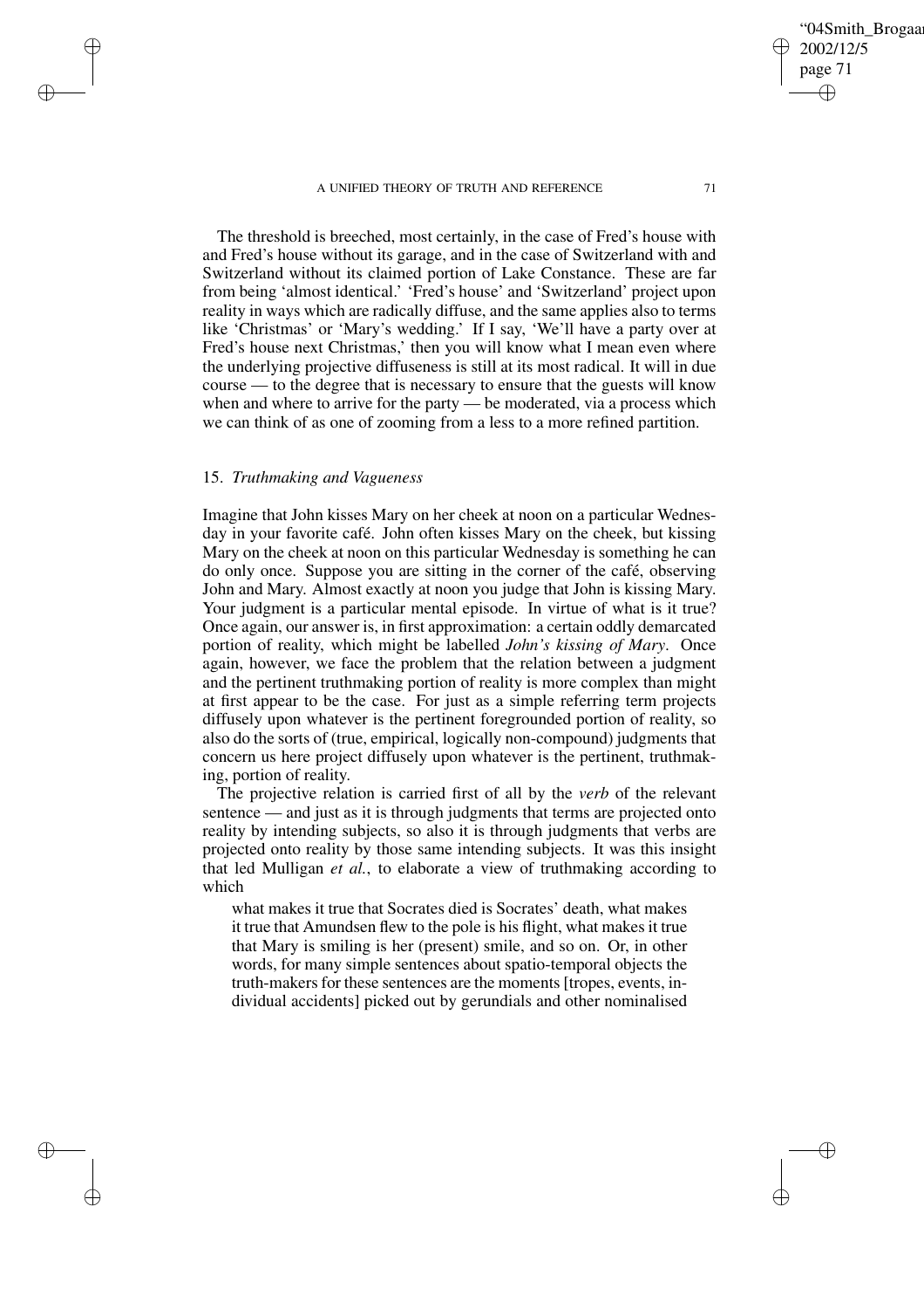The threshold is breeched, most certainly, in the case of Fred's house with and Fred's house without its garage, and in the case of Switzerland with and Switzerland without its claimed portion of Lake Constance. These are far from being 'almost identical.' 'Fred's house' and 'Switzerland' project upon reality in ways which are radically diffuse, and the same applies also to terms like 'Christmas' or 'Mary's wedding.' If I say, 'We'll have a party over at Fred's house next Christmas,' then you will know what I mean even where the underlying projective diffuseness is still at its most radical. It will in due course — to the degree that is necessary to ensure that the guests will know when and where to arrive for the party — be moderated, via a process which we can think of as one of zooming from a less to a more refined partition.

## 15. *Truthmaking and Vagueness*

Imagine that John kisses Mary on her cheek at noon on a particular Wednesday in your favorite café. John often kisses Mary on the cheek, but kissing Mary on the cheek at noon on this particular Wednesday is something he can do only once. Suppose you are sitting in the corner of the café, observing John and Mary. Almost exactly at noon you judge that John is kissing Mary. Your judgment is a particular mental episode. In virtue of what is it true? Once again, our answer is, in first approximation: a certain oddly demarcated portion of reality, which might be labelled *John's kissing of Mary*. Once again, however, we face the problem that the relation between a judgment and the pertinent truthmaking portion of reality is more complex than might at first appear to be the case. For just as a simple referring term projects diffusely upon whatever is the pertinent foregrounded portion of reality, so also do the sorts of (true, empirical, logically non-compound) judgments that concern us here project diffusely upon whatever is the pertinent, truthmaking, portion of reality.

The projective relation is carried first of all by the *verb* of the relevant sentence — and just as it is through judgments that terms are projected onto reality by intending subjects, so also it is through judgments that verbs are projected onto reality by those same intending subjects. It was this insight that led Mulligan *et al.*, to elaborate a view of truthmaking according to which

> what makes it true that Socrates died is Socrates' death, what makes it true that Amundsen flew to the pole is his flight, what makes it true that Mary is smiling is her (present) smile, and so on. Or, in other words, for many simple sentences about spatio-temporal objects the truth-makers for these sentences are the moments [tropes, events, individual accidents] picked out by gerundials and other nominalised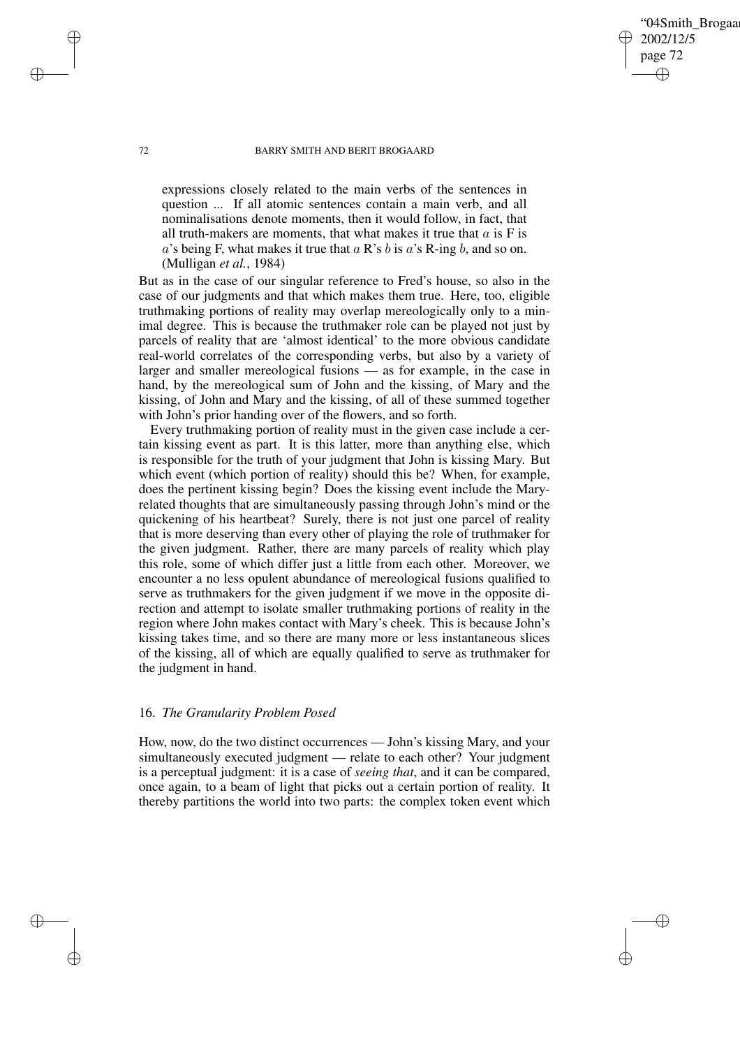> expressions closely related to the main verbs of the sentences in question ... If all atomic sentences contain a main verb, and all nominalisations denote moments, then it would follow, in fact, that all truth-makers are moments, that what makes it true that $a$ is F is $a$'s being F, what makes it true that $a$ R's $b$ is $a$'s R-ing $b$, and so on. (Mulligan *et al.*, 1984)

But as in the case of our singular reference to Fred's house, so also in the case of our judgments and that which makes them true. Here, too, eligible truthmaking portions of reality may overlap mereologically only to a minimal degree. This is because the truthmaker role can be played not just by parcels of reality that are 'almost identical' to the more obvious candidate real-world correlates of the corresponding verbs, but also by a variety of larger and smaller mereological fusions — as for example, in the case in hand, by the mereological sum of John and the kissing, of Mary and the kissing, of John and Mary and the kissing, of all of these summed together with John's prior handing over of the flowers, and so forth.

Every truthmaking portion of reality must in the given case include a certain kissing event as part. It is this latter, more than anything else, which is responsible for the truth of your judgment that John is kissing Mary. But which event (which portion of reality) should this be? When, for example, does the pertinent kissing begin? Does the kissing event include the Mary-related thoughts that are simultaneously passing through John's mind or the quickening of his heartbeat? Surely, there is not just one parcel of reality that is more deserving than every other of playing the role of truthmaker for the given judgment. Rather, there are many parcels of reality which play this role, some of which differ just a little from each other. Moreover, we encounter a no less opulent abundance of mereological fusions qualified to serve as truthmakers for the given judgment if we move in the opposite direction and attempt to isolate smaller truthmaking portions of reality in the region where John makes contact with Mary's cheek. This is because John's kissing takes time, and so there are many more or less instantaneous slices of the kissing, all of which are equally qualified to serve as truthmaker for the judgment in hand.

## 16. *The Granularity Problem Posed*

How, now, do the two distinct occurrences — John's kissing Mary, and your simultaneously executed judgment — relate to each other? Your judgment is a perceptual judgment: it is a case of *seeing that*, and it can be compared, once again, to a beam of light that picks out a certain portion of reality. It thereby partitions the world into two parts: the complex token event which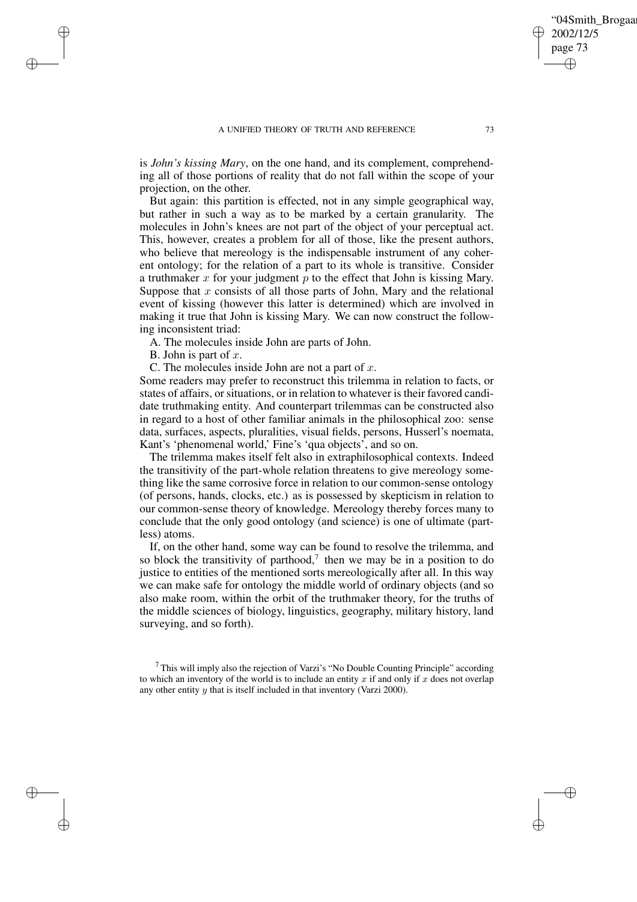is *John's kissing Mary*, on the one hand, and its complement, comprehending all of those portions of reality that do not fall within the scope of your projection, on the other.

But again: this partition is effected, not in any simple geographical way, but rather in such a way as to be marked by a certain granularity. The molecules in John's knees are not part of the object of your perceptual act. This, however, creates a problem for all of those, like the present authors, who believe that mereology is the indispensable instrument of any coherent ontology; for the relation of a part to its whole is transitive. Consider a truthmaker $x$ for your judgment $p$ to the effect that John is kissing Mary. Suppose that $x$ consists of all those parts of John, Mary and the relational event of kissing (however this latter is determined) which are involved in making it true that John is kissing Mary. We can now construct the following inconsistent triad:

A. The molecules inside John are parts of John.

B. John is part of $x$.

C. The molecules inside John are not a part of $x$.

Some readers may prefer to reconstruct this trilemma in relation to facts, or states of affairs, or situations, or in relation to whatever is their favored candidate truthmaking entity. And counterpart trilemmas can be constructed also in regard to a host of other familiar animals in the philosophical zoo: sense data, surfaces, aspects, pluralities, visual fields, persons, Husserl's noemata, Kant's 'phenomenal world,' Fine's 'qua objects', and so on.

The trilemma makes itself felt also in extraphilosophical contexts. Indeed the transitivity of the part-whole relation threatens to give mereology something like the same corrosive force in relation to our common-sense ontology (of persons, hands, clocks, etc.) as is possessed by skepticism in relation to our common-sense theory of knowledge. Mereology thereby forces many to conclude that the only good ontology (and science) is one of ultimate (partless) atoms.

If, on the other hand, some way can be found to resolve the trilemma, and so block the transitivity of parthood,[7] then we may be in a position to do justice to entities of the mentioned sorts mereologically after all. In this way we can make safe for ontology the middle world of ordinary objects (and so also make room, within the orbit of the truthmaker theory, for the truths of the middle sciences of biology, linguistics, geography, military history, land surveying, and so forth).

[7] This will imply also the rejection of Varzi's "No Double Counting Principle" according to which an inventory of the world is to include an entity $x$ if and only if $x$ does not overlap any other entity $y$ that is itself included in that inventory (Varzi 2000).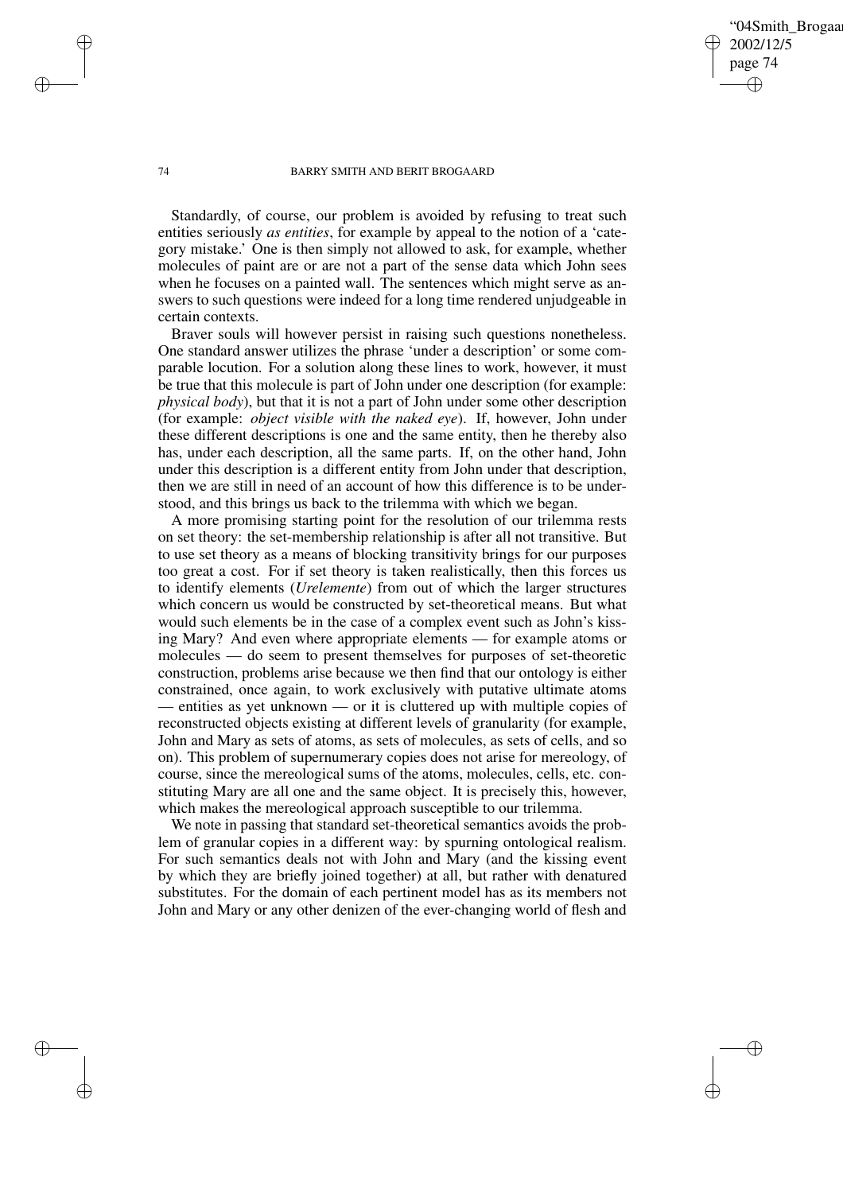Standardly, of course, our problem is avoided by refusing to treat such entities seriously *as entities*, for example by appeal to the notion of a 'category mistake.' One is then simply not allowed to ask, for example, whether molecules of paint are or are not a part of the sense data which John sees when he focuses on a painted wall. The sentences which might serve as answers to such questions were indeed for a long time rendered unjudgeable in certain contexts.

Braver souls will however persist in raising such questions nonetheless. One standard answer utilizes the phrase 'under a description' or some comparable locution. For a solution along these lines to work, however, it must be true that this molecule is part of John under one description (for example: *physical body*), but that it is not a part of John under some other description (for example: *object visible with the naked eye*). If, however, John under these different descriptions is one and the same entity, then he thereby also has, under each description, all the same parts. If, on the other hand, John under this description is a different entity from John under that description, then we are still in need of an account of how this difference is to be understood, and this brings us back to the trilemma with which we began.

A more promising starting point for the resolution of our trilemma rests on set theory: the set-membership relationship is after all not transitive. But to use set theory as a means of blocking transitivity brings for our purposes too great a cost. For if set theory is taken realistically, then this forces us to identify elements (*Urelemente*) from out of which the larger structures which concern us would be constructed by set-theoretical means. But what would such elements be in the case of a complex event such as John's kissing Mary? And even where appropriate elements — for example atoms or molecules — do seem to present themselves for purposes of set-theoretic construction, problems arise because we then find that our ontology is either constrained, once again, to work exclusively with putative ultimate atoms — entities as yet unknown — or it is cluttered up with multiple copies of reconstructed objects existing at different levels of granularity (for example, John and Mary as sets of atoms, as sets of molecules, as sets of cells, and so on). This problem of supernumerary copies does not arise for mereology, of course, since the mereological sums of the atoms, molecules, cells, etc. constituting Mary are all one and the same object. It is precisely this, however, which makes the mereological approach susceptible to our trilemma.

We note in passing that standard set-theoretical semantics avoids the problem of granular copies in a different way: by spurning ontological realism. For such semantics deals not with John and Mary (and the kissing event by which they are briefly joined together) at all, but rather with denatured substitutes. For the domain of each pertinent model has as its members not John and Mary or any other denizen of the ever-changing world of flesh and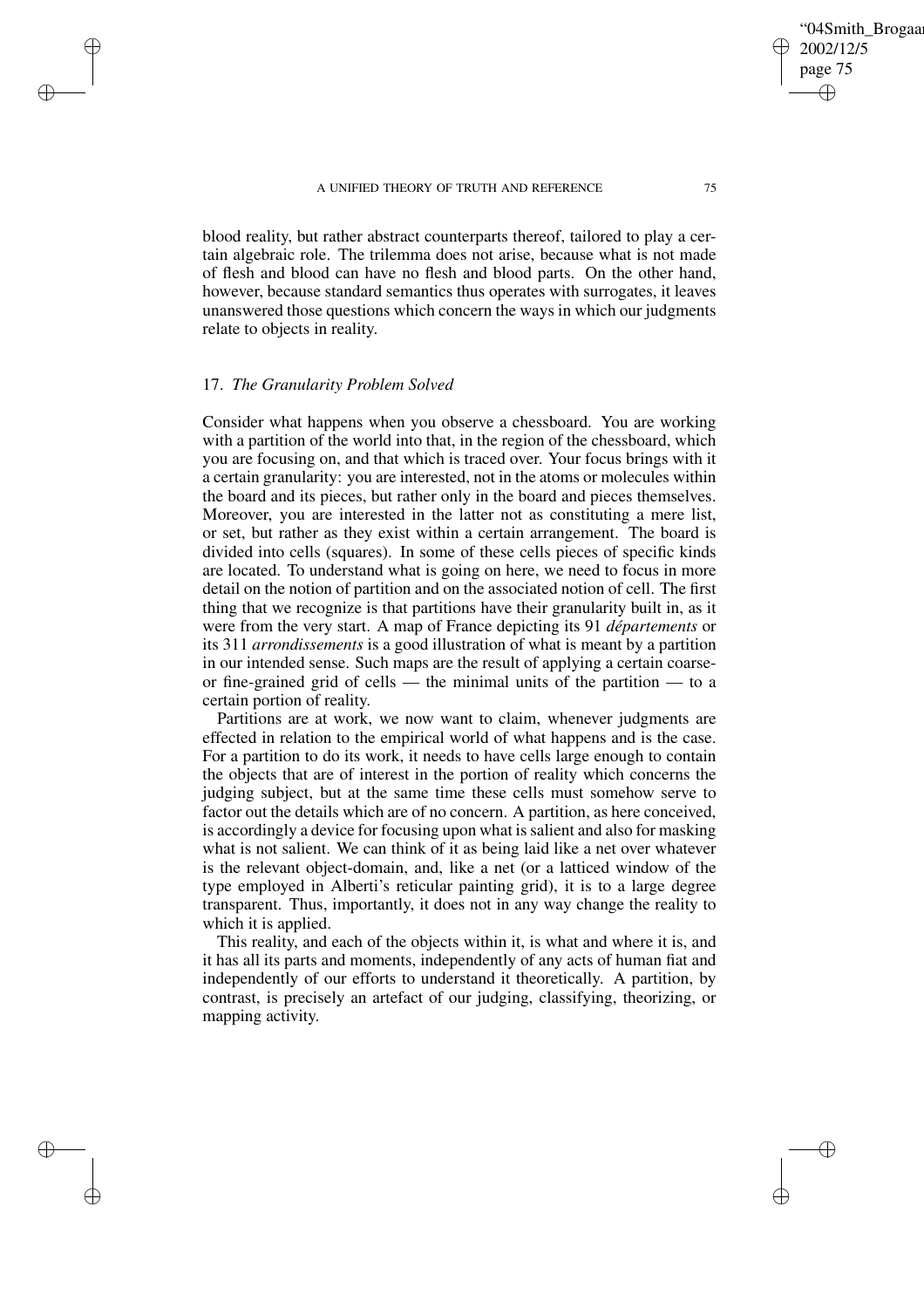blood reality, but rather abstract counterparts thereof, tailored to play a certain algebraic role. The trilemma does not arise, because what is not made of flesh and blood can have no flesh and blood parts. On the other hand, however, because standard semantics thus operates with surrogates, it leaves unanswered those questions which concern the ways in which our judgments relate to objects in reality.

## 17. *The Granularity Problem Solved*

Consider what happens when you observe a chessboard. You are working with a partition of the world into that, in the region of the chessboard, which you are focusing on, and that which is traced over. Your focus brings with it a certain granularity: you are interested, not in the atoms or molecules within the board and its pieces, but rather only in the board and pieces themselves. Moreover, you are interested in the latter not as constituting a mere list, or set, but rather as they exist within a certain arrangement. The board is divided into cells (squares). In some of these cells pieces of specific kinds are located. To understand what is going on here, we need to focus in more detail on the notion of partition and on the associated notion of cell. The first thing that we recognize is that partitions have their granularity built in, as it were from the very start. A map of France depicting its 91 *départements* or its 311 *arrondissements* is a good illustration of what is meant by a partition in our intended sense. Such maps are the result of applying a certain coarse- or fine-grained grid of cells — the minimal units of the partition — to a certain portion of reality.

Partitions are at work, we now want to claim, whenever judgments are effected in relation to the empirical world of what happens and is the case. For a partition to do its work, it needs to have cells large enough to contain the objects that are of interest in the portion of reality which concerns the judging subject, but at the same time these cells must somehow serve to factor out the details which are of no concern. A partition, as here conceived, is accordingly a device for focusing upon what is salient and also for masking what is not salient. We can think of it as being laid like a net over whatever is the relevant object-domain, and, like a net (or a latticed window of the type employed in Alberti's reticular painting grid), it is to a large degree transparent. Thus, importantly, it does not in any way change the reality to which it is applied.

This reality, and each of the objects within it, is what and where it is, and it has all its parts and moments, independently of any acts of human fiat and independently of our efforts to understand it theoretically. A partition, by contrast, is precisely an artefact of our judging, classifying, theorizing, or mapping activity.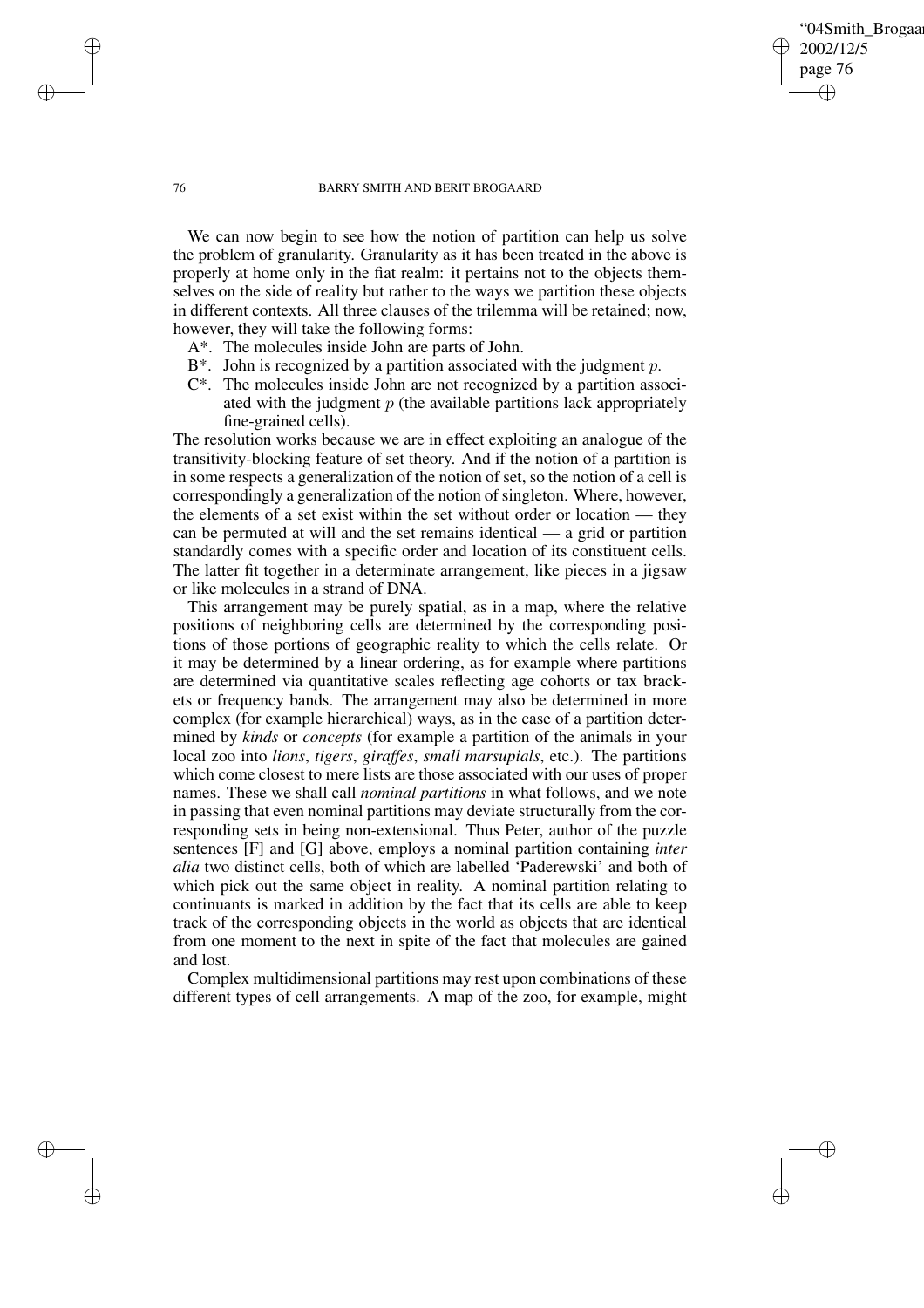We can now begin to see how the notion of partition can help us solve the problem of granularity. Granularity as it has been treated in the above is properly at home only in the fiat realm: it pertains not to the objects themselves on the side of reality but rather to the ways we partition these objects in different contexts. All three clauses of the trilemma will be retained; now, however, they will take the following forms:

A*. The molecules inside John are parts of John.

B*. John is recognized by a partition associated with the judgment $p$.

C*. The molecules inside John are not recognized by a partition associated with the judgment $p$ (the available partitions lack appropriately fine-grained cells).

The resolution works because we are in effect exploiting an analogue of the transitivity-blocking feature of set theory. And if the notion of a partition is in some respects a generalization of the notion of set, so the notion of a cell is correspondingly a generalization of the notion of singleton. Where, however, the elements of a set exist within the set without order or location — they can be permuted at will and the set remains identical — a grid or partition standardly comes with a specific order and location of its constituent cells. The latter fit together in a determinate arrangement, like pieces in a jigsaw or like molecules in a strand of DNA.

This arrangement may be purely spatial, as in a map, where the relative positions of neighboring cells are determined by the corresponding positions of those portions of geographic reality to which the cells relate. Or it may be determined by a linear ordering, as for example where partitions are determined via quantitative scales reflecting age cohorts or tax brackets or frequency bands. The arrangement may also be determined in more complex (for example hierarchical) ways, as in the case of a partition determined by *kinds* or *concepts* (for example a partition of the animals in your local zoo into *lions*, *tigers*, *giraffes*, *small marsupials*, etc.). The partitions which come closest to mere lists are those associated with our uses of proper names. These we shall call *nominal partitions* in what follows, and we note in passing that even nominal partitions may deviate structurally from the corresponding sets in being non-extensional. Thus Peter, author of the puzzle sentences [F] and [G] above, employs a nominal partition containing *inter alia* two distinct cells, both of which are labelled 'Paderewski' and both of which pick out the same object in reality. A nominal partition relating to continuants is marked in addition by the fact that its cells are able to keep track of the corresponding objects in the world as objects that are identical from one moment to the next in spite of the fact that molecules are gained and lost.

Complex multidimensional partitions may rest upon combinations of these different types of cell arrangements. A map of the zoo, for example, might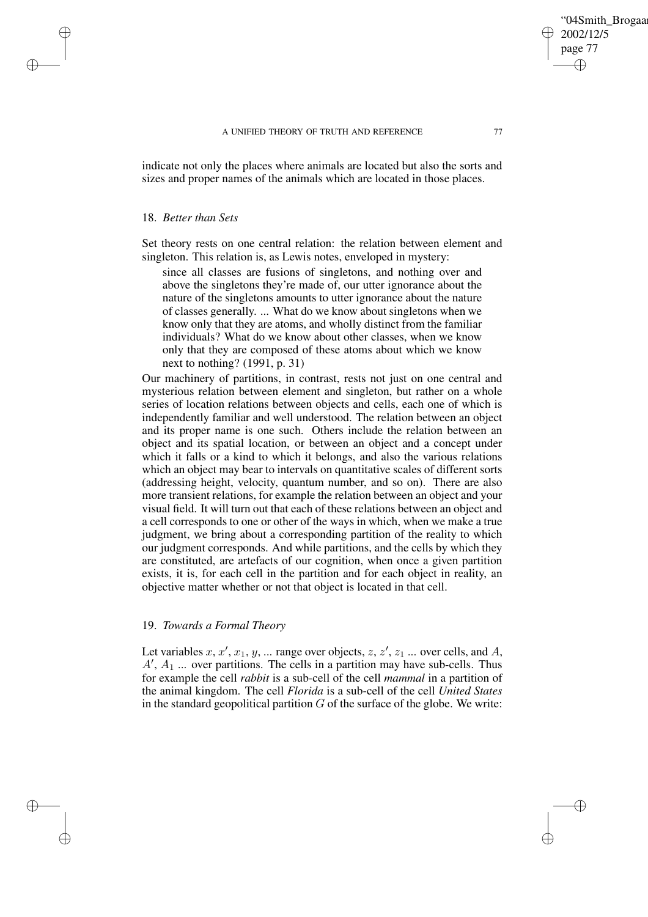indicate not only the places where animals are located but also the sorts and sizes and proper names of the animals which are located in those places.

## 18. *Better than Sets*

Set theory rests on one central relation: the relation between element and singleton. This relation is, as Lewis notes, enveloped in mystery:

> since all classes are fusions of singletons, and nothing over and above the singletons they're made of, our utter ignorance about the nature of the singletons amounts to utter ignorance about the nature of classes generally. ... What do we know about singletons when we know only that they are atoms, and wholly distinct from the familiar individuals? What do we know about other classes, when we know only that they are composed of these atoms about which we know next to nothing? (1991, p. 31)

Our machinery of partitions, in contrast, rests not just on one central and mysterious relation between element and singleton, but rather on a whole series of location relations between objects and cells, each one of which is independently familiar and well understood. The relation between an object and its proper name is one such. Others include the relation between an object and its spatial location, or between an object and a concept under which it falls or a kind to which it belongs, and also the various relations which an object may bear to intervals on quantitative scales of different sorts (addressing height, velocity, quantum number, and so on). There are also more transient relations, for example the relation between an object and your visual field. It will turn out that each of these relations between an object and a cell corresponds to one or other of the ways in which, when we make a true judgment, we bring about a corresponding partition of the reality to which our judgment corresponds. And while partitions, and the cells by which they are constituted, are artefacts of our cognition, when once a given partition exists, it is, for each cell in the partition and for each object in reality, an objective matter whether or not that object is located in that cell.

## 19. *Towards a Formal Theory*

Let variables $x$, $x'$, $x_1$, $y$, ... range over objects, $z$, $z'$, $z_1$ ... over cells, and $A$, $A'$, $A_1$ ... over partitions. The cells in a partition may have sub-cells. Thus for example the cell *rabbit* is a sub-cell of the cell *mammal* in a partition of the animal kingdom. The cell *Florida* is a sub-cell of the cell *United States* in the standard geopolitical partition $G$ of the surface of the globe. We write: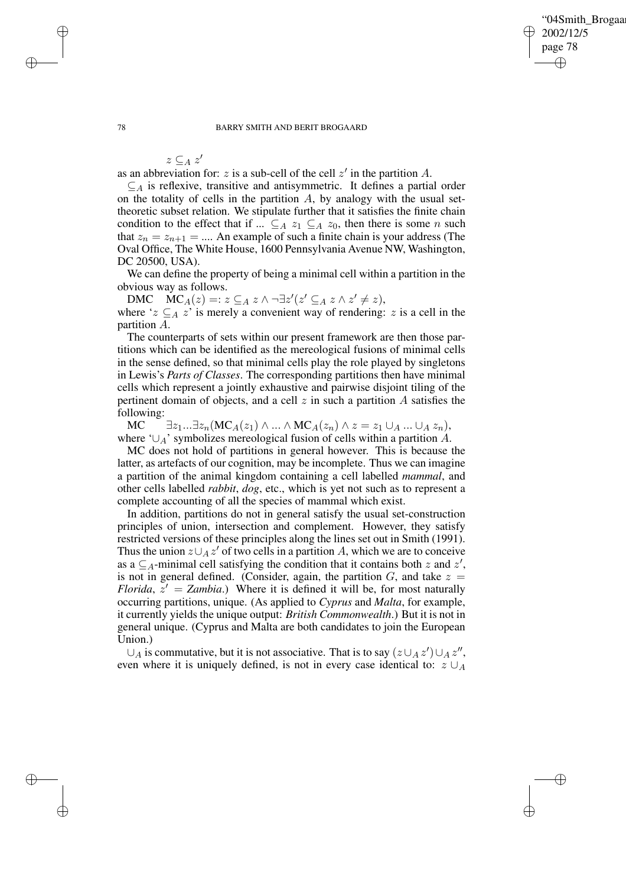$$z \subseteq_A z'$$

as an abbreviation for: $z$ is a sub-cell of the cell $z'$ in the partition $A$.

$\subseteq_A$ is reflexive, transitive and antisymmetric. It defines a partial order on the totality of cells in the partition $A$, by analogy with the usual set-theoretic subset relation. We stipulate further that it satisfies the finite chain condition to the effect that if $\ldots \subseteq_A z_1 \subseteq_A z_0$, then there is some $n$ such that $z_n = z_{n+1} = \ldots$. An example of such a finite chain is your address (The Oval Office, The White House, 1600 Pennsylvania Avenue NW, Washington, DC 20500, USA).

We can define the property of being a minimal cell within a partition in the obvious way as follows.

DMC $\quad \mathrm{MC}_A(z) =: z \subseteq_A z \wedge \neg\exists z'(z' \subseteq_A z \wedge z' \neq z)$,

where '$z \subseteq_A z$' is merely a convenient way of rendering: $z$ is a cell in the partition $A$.

The counterparts of sets within our present framework are then those partitions which can be identified as the mereological fusions of minimal cells in the sense defined, so that minimal cells play the role played by singletons in Lewis's *Parts of Classes*. The corresponding partitions then have minimal cells which represent a jointly exhaustive and pairwise disjoint tiling of the pertinent domain of objects, and a cell $z$ in such a partition $A$ satisfies the following:

MC $\quad \exists z_1 \ldots \exists z_n(\mathrm{MC}_A(z_1) \wedge \ldots \wedge \mathrm{MC}_A(z_n) \wedge z = z_1 \cup_A \ldots \cup_A z_n)$,

where '$\cup_A$' symbolizes mereological fusion of cells within a partition $A$.

MC does not hold of partitions in general however. This is because the latter, as artefacts of our cognition, may be incomplete. Thus we can imagine a partition of the animal kingdom containing a cell labelled *mammal*, and other cells labelled *rabbit*, *dog*, etc., which is yet not such as to represent a complete accounting of all the species of mammal which exist.

In addition, partitions do not in general satisfy the usual set-construction principles of union, intersection and complement. However, they satisfy restricted versions of these principles along the lines set out in Smith (1991). Thus the union $z \cup_A z'$ of two cells in a partition $A$, which we are to conceive as a $\subseteq_A$-minimal cell satisfying the condition that it contains both $z$ and $z'$, is not in general defined. (Consider, again, the partition $G$, and take $z =$ *Florida*, $z' =$ *Zambia*.) Where it is defined it will be, for most naturally occurring partitions, unique. (As applied to *Cyprus* and *Malta*, for example, it currently yields the unique output: *British Commonwealth*.) But it is not in general unique. (Cyprus and Malta are both candidates to join the European Union.)

$\cup_A$ is commutative, but it is not associative. That is to say $(z \cup_A z') \cup_A z''$, even where it is uniquely defined, is not in every case identical to: $z \cup_A$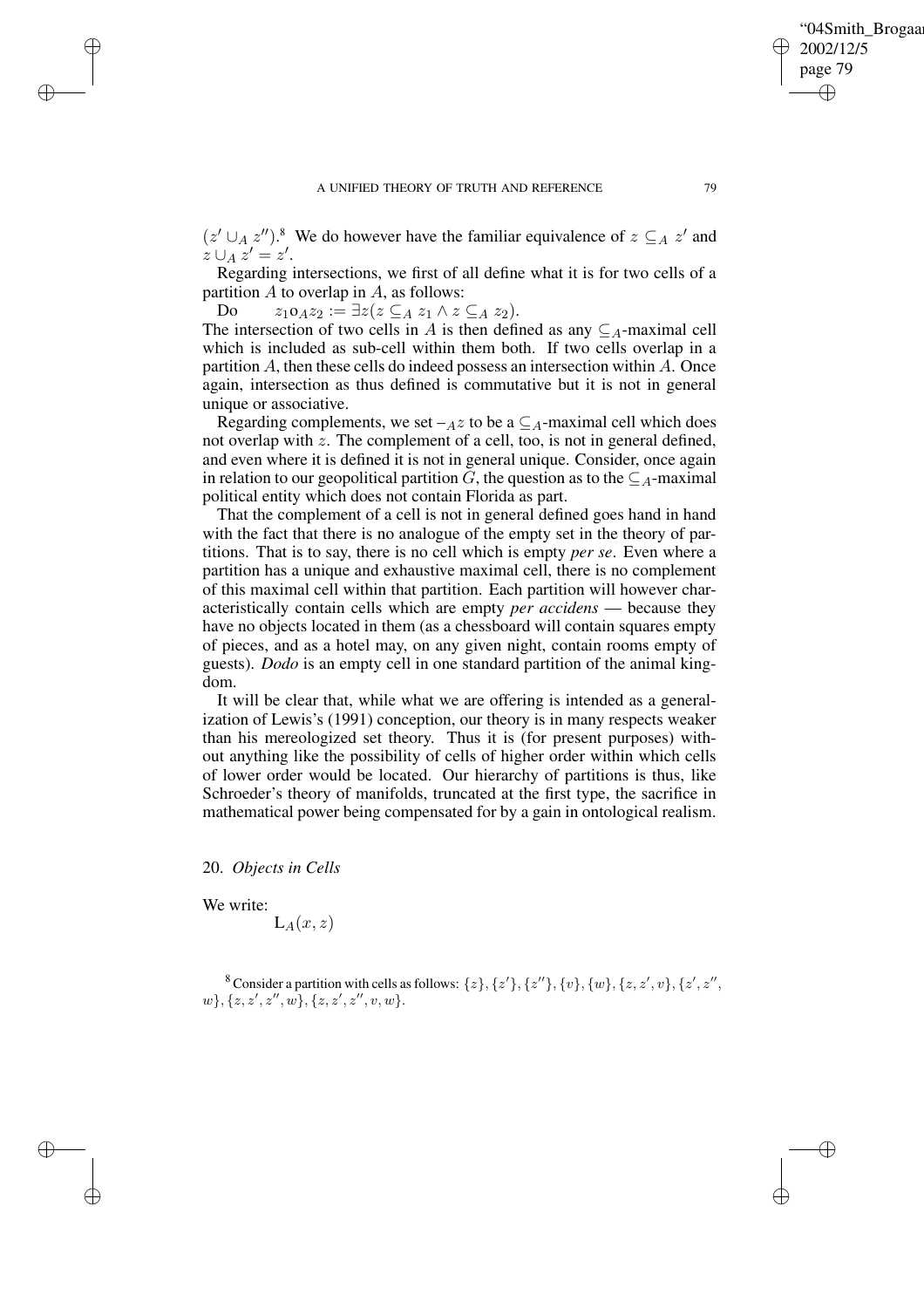$(z' \cup_A z'')$.[8] We do however have the familiar equivalence of $z \subseteq_A z'$ and $z \cup_A z' = z'$.

Regarding intersections, we first of all define what it is for two cells of a partition $A$ to overlap in $A$, as follows:

Do $\quad z_1 \mathrm{o}_A z_2 := \exists z(z \subseteq_A z_1 \wedge z \subseteq_A z_2)$.

The intersection of two cells in $A$ is then defined as any $\subseteq_A$-maximal cell which is included as sub-cell within them both. If two cells overlap in a partition $A$, then these cells do indeed possess an intersection within $A$. Once again, intersection as thus defined is commutative but it is not in general unique or associative.

Regarding complements, we set $-_A z$ to be a $\subseteq_A$-maximal cell which does not overlap with $z$. The complement of a cell, too, is not in general defined, and even where it is defined it is not in general unique. Consider, once again in relation to our geopolitical partition $G$, the question as to the $\subseteq_A$-maximal political entity which does not contain Florida as part.

That the complement of a cell is not in general defined goes hand in hand with the fact that there is no analogue of the empty set in the theory of partitions. That is to say, there is no cell which is empty *per se*. Even where a partition has a unique and exhaustive maximal cell, there is no complement of this maximal cell within that partition. Each partition will however characteristically contain cells which are empty *per accidens* — because they have no objects located in them (as a chessboard will contain squares empty of pieces, and as a hotel may, on any given night, contain rooms empty of guests). *Dodo* is an empty cell in one standard partition of the animal kingdom.

It will be clear that, while what we are offering is intended as a generalization of Lewis's (1991) conception, our theory is in many respects weaker than his mereologized set theory. Thus it is (for present purposes) without anything like the possibility of cells of higher order within which cells of lower order would be located. Our hierarchy of partitions is thus, like Schroeder's theory of manifolds, truncated at the first type, the sacrifice in mathematical power being compensated for by a gain in ontological realism.

## 20. *Objects in Cells*

We write:

$$\mathrm{L}_A(x, z)$$

[8] Consider a partition with cells as follows: $\{z\}, \{z'\}, \{z''\}, \{v\}, \{w\}, \{z, z', v\}, \{z', z'', w\}, \{z, z', z'', w\}, \{z, z', z'', v, w\}$.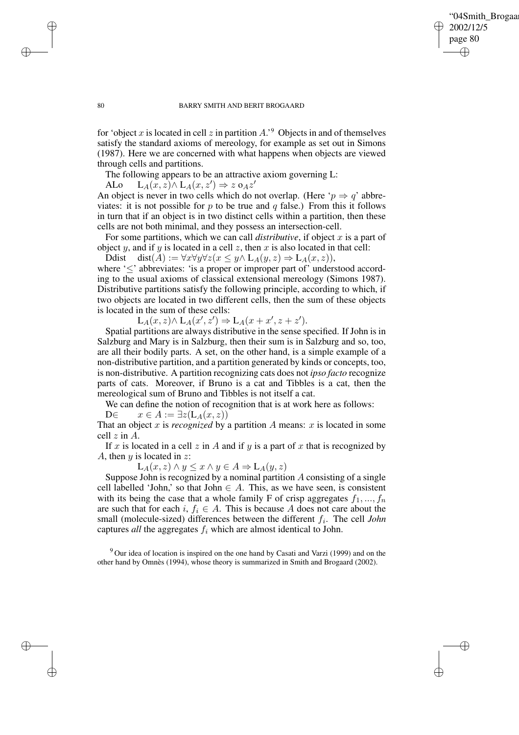for 'object $x$ is located in cell $z$ in partition $A$.'[9] Objects in and of themselves satisfy the standard axioms of mereology, for example as set out in Simons (1987). Here we are concerned with what happens when objects are viewed through cells and partitions.

The following appears to be an attractive axiom governing L:

ALo $\quad \mathrm{L}_A(x, z) \wedge \mathrm{L}_A(x, z') \Rightarrow z \,\mathrm{o}_A\, z'$

An object is never in two cells which do not overlap. (Here '$p \Rightarrow q$' abbreviates: it is not possible for $p$ to be true and $q$ false.) From this it follows in turn that if an object is in two distinct cells within a partition, then these cells are not both minimal, and they possess an intersection-cell.

For some partitions, which we can call *distributive*, if object $x$ is a part of object $y$, and if $y$ is located in a cell $z$, then $x$ is also located in that cell:

Ddist $\quad \mathrm{dist}(A) := \forall x \forall y \forall z (x \leq y \wedge \mathrm{L}_A(y, z) \Rightarrow \mathrm{L}_A(x, z)),$

where '$\leq$' abbreviates: 'is a proper or improper part of' understood according to the usual axioms of classical extensional mereology (Simons 1987). Distributive partitions satisfy the following principle, according to which, if two objects are located in two different cells, then the sum of these objects is located in the sum of these cells:

$$\mathrm{L}_A(x, z) \wedge \mathrm{L}_A(x', z') \Rightarrow \mathrm{L}_A(x + x', z + z').$$

Spatial partitions are always distributive in the sense specified. If John is in Salzburg and Mary is in Salzburg, then their sum is in Salzburg and so, too, are all their bodily parts. A set, on the other hand, is a simple example of a non-distributive partition, and a partition generated by kinds or concepts, too, is non-distributive. A partition recognizing cats does not *ipso facto* recognize parts of cats. Moreover, if Bruno is a cat and Tibbles is a cat, then the mereological sum of Bruno and Tibbles is not itself a cat.

We can define the notion of recognition that is at work here as follows:

D$\in$ $\quad x \in A := \exists z (\mathrm{L}_A(x, z))$

That an object $x$ is *recognized* by a partition $A$ means: $x$ is located in some cell $z$ in $A$.

If $x$ is located in a cell $z$ in $A$ and if $y$ is a part of $x$ that is recognized by $A$, then $y$ is located in $z$:

$$\mathrm{L}_A(x, z) \wedge y \leq x \wedge y \in A \Rightarrow \mathrm{L}_A(y, z)$$

Suppose John is recognized by a nominal partition $A$ consisting of a single cell labelled 'John,' so that John $\in A$. This, as we have seen, is consistent with its being the case that a whole family F of crisp aggregates $f_1, ..., f_n$ are such that for each $i$, $f_i \in A$. This is because $A$ does not care about the small (molecule-sized) differences between the different $f_i$. The cell *John* captures *all* the aggregates $f_i$ which are almost identical to John.

[9] Our idea of location is inspired on the one hand by Casati and Varzi (1999) and on the other hand by Omnès (1994), whose theory is summarized in Smith and Brogaard (2002).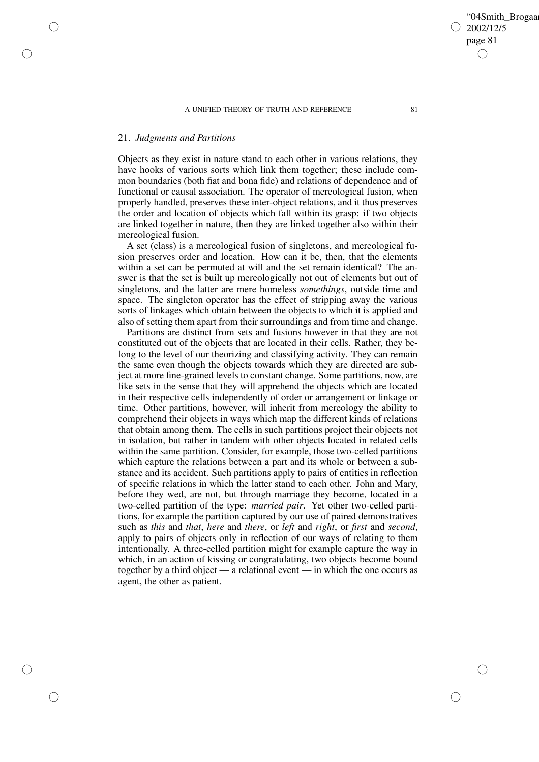## 21. *Judgments and Partitions*

Objects as they exist in nature stand to each other in various relations, they have hooks of various sorts which link them together; these include common boundaries (both fiat and bona fide) and relations of dependence and of functional or causal association. The operator of mereological fusion, when properly handled, preserves these inter-object relations, and it thus preserves the order and location of objects which fall within its grasp: if two objects are linked together in nature, then they are linked together also within their mereological fusion.

A set (class) is a mereological fusion of singletons, and mereological fusion preserves order and location. How can it be, then, that the elements within a set can be permuted at will and the set remain identical? The answer is that the set is built up mereologically not out of elements but out of singletons, and the latter are mere homeless *somethings*, outside time and space. The singleton operator has the effect of stripping away the various sorts of linkages which obtain between the objects to which it is applied and also of setting them apart from their surroundings and from time and change.

Partitions are distinct from sets and fusions however in that they are not constituted out of the objects that are located in their cells. Rather, they belong to the level of our theorizing and classifying activity. They can remain the same even though the objects towards which they are directed are subject at more fine-grained levels to constant change. Some partitions, now, are like sets in the sense that they will apprehend the objects which are located in their respective cells independently of order or arrangement or linkage or time. Other partitions, however, will inherit from mereology the ability to comprehend their objects in ways which map the different kinds of relations that obtain among them. The cells in such partitions project their objects not in isolation, but rather in tandem with other objects located in related cells within the same partition. Consider, for example, those two-celled partitions which capture the relations between a part and its whole or between a substance and its accident. Such partitions apply to pairs of entities in reflection of specific relations in which the latter stand to each other. John and Mary, before they wed, are not, but through marriage they become, located in a two-celled partition of the type: *married pair*. Yet other two-celled partitions, for example the partition captured by our use of paired demonstratives such as *this* and *that*, *here* and *there*, or *left* and *right*, or *first* and *second*, apply to pairs of objects only in reflection of our ways of relating to them intentionally. A three-celled partition might for example capture the way in which, in an action of kissing or congratulating, two objects become bound together by a third object — a relational event — in which the one occurs as agent, the other as patient.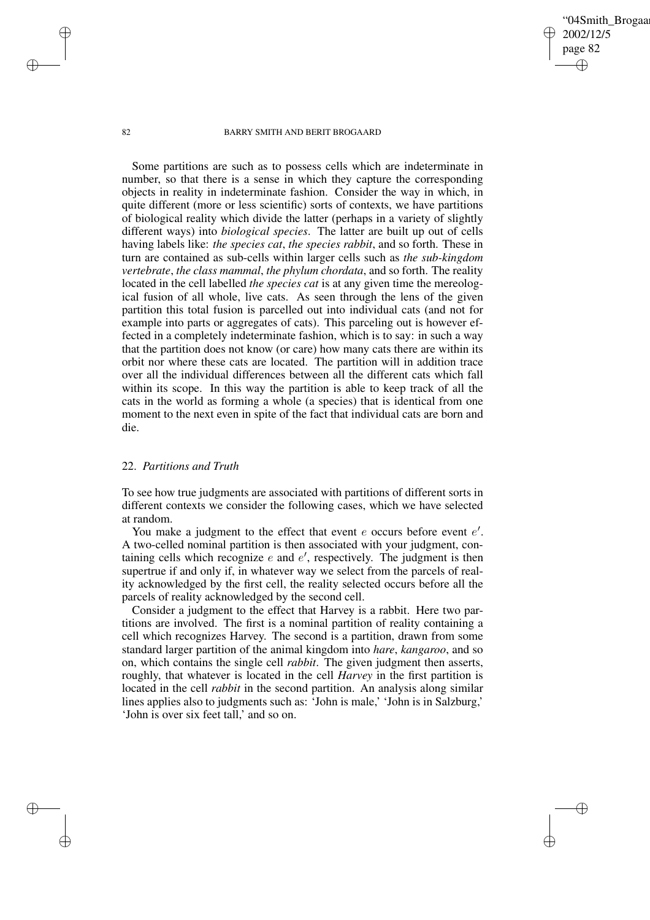Some partitions are such as to possess cells which are indeterminate in number, so that there is a sense in which they capture the corresponding objects in reality in indeterminate fashion. Consider the way in which, in quite different (more or less scientific) sorts of contexts, we have partitions of biological reality which divide the latter (perhaps in a variety of slightly different ways) into *biological species*. The latter are built up out of cells having labels like: *the species cat*, *the species rabbit*, and so forth. These in turn are contained as sub-cells within larger cells such as *the sub-kingdom vertebrate*, *the class mammal*, *the phylum chordata*, and so forth. The reality located in the cell labelled *the species cat* is at any given time the mereological fusion of all whole, live cats. As seen through the lens of the given partition this total fusion is parcelled out into individual cats (and not for example into parts or aggregates of cats). This parceling out is however effected in a completely indeterminate fashion, which is to say: in such a way that the partition does not know (or care) how many cats there are within its orbit nor where these cats are located. The partition will in addition trace over all the individual differences between all the different cats which fall within its scope. In this way the partition is able to keep track of all the cats in the world as forming a whole (a species) that is identical from one moment to the next even in spite of the fact that individual cats are born and die.

## 22. *Partitions and Truth*

To see how true judgments are associated with partitions of different sorts in different contexts we consider the following cases, which we have selected at random.

You make a judgment to the effect that event $e$ occurs before event $e'$. A two-celled nominal partition is then associated with your judgment, containing cells which recognize $e$ and $e'$, respectively. The judgment is then supertrue if and only if, in whatever way we select from the parcels of reality acknowledged by the first cell, the reality selected occurs before all the parcels of reality acknowledged by the second cell.

Consider a judgment to the effect that Harvey is a rabbit. Here two partitions are involved. The first is a nominal partition of reality containing a cell which recognizes Harvey. The second is a partition, drawn from some standard larger partition of the animal kingdom into *hare*, *kangaroo*, and so on, which contains the single cell *rabbit*. The given judgment then asserts, roughly, that whatever is located in the cell *Harvey* in the first partition is located in the cell *rabbit* in the second partition. An analysis along similar lines applies also to judgments such as: 'John is male,' 'John is in Salzburg,' 'John is over six feet tall,' and so on.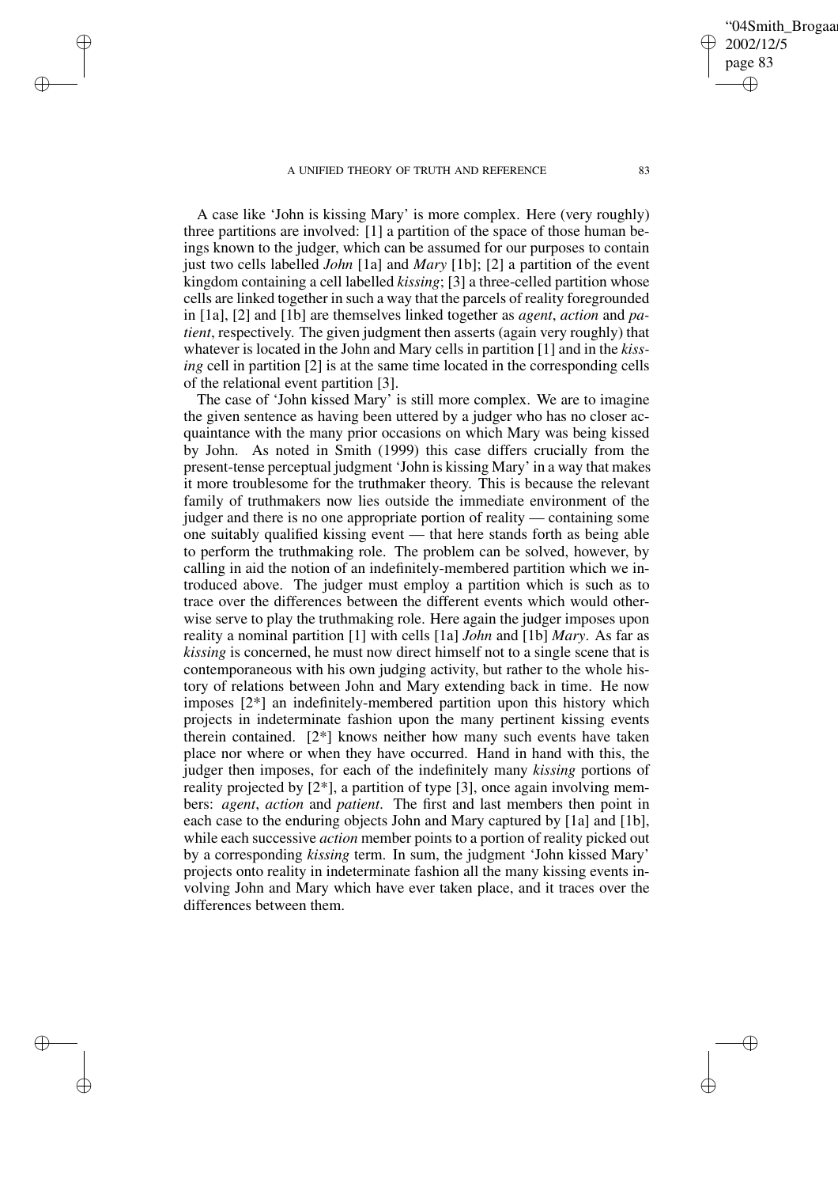A case like 'John is kissing Mary' is more complex. Here (very roughly) three partitions are involved: [1] a partition of the space of those human beings known to the judger, which can be assumed for our purposes to contain just two cells labelled *John* [1a] and *Mary* [1b]; [2] a partition of the event kingdom containing a cell labelled *kissing*; [3] a three-celled partition whose cells are linked together in such a way that the parcels of reality foregrounded in [1a], [2] and [1b] are themselves linked together as *agent*, *action* and *patient*, respectively. The given judgment then asserts (again very roughly) that whatever is located in the John and Mary cells in partition [1] and in the *kissing* cell in partition [2] is at the same time located in the corresponding cells of the relational event partition [3].

The case of 'John kissed Mary' is still more complex. We are to imagine the given sentence as having been uttered by a judger who has no closer acquaintance with the many prior occasions on which Mary was being kissed by John. As noted in Smith (1999) this case differs crucially from the present-tense perceptual judgment 'John is kissing Mary' in a way that makes it more troublesome for the truthmaker theory. This is because the relevant family of truthmakers now lies outside the immediate environment of the judger and there is no one appropriate portion of reality — containing some one suitably qualified kissing event — that here stands forth as being able to perform the truthmaking role. The problem can be solved, however, by calling in aid the notion of an indefinitely-membered partition which we introduced above. The judger must employ a partition which is such as to trace over the differences between the different events which would otherwise serve to play the truthmaking role. Here again the judger imposes upon reality a nominal partition [1] with cells [1a] *John* and [1b] *Mary*. As far as *kissing* is concerned, he must now direct himself not to a single scene that is contemporaneous with his own judging activity, but rather to the whole history of relations between John and Mary extending back in time. He now imposes [2*] an indefinitely-membered partition upon this history which projects in indeterminate fashion upon the many pertinent kissing events therein contained. [2*] knows neither how many such events have taken place nor where or when they have occurred. Hand in hand with this, the judger then imposes, for each of the indefinitely many *kissing* portions of reality projected by [2*], a partition of type [3], once again involving members: *agent*, *action* and *patient*. The first and last members then point in each case to the enduring objects John and Mary captured by [1a] and [1b], while each successive *action* member points to a portion of reality picked out by a corresponding *kissing* term. In sum, the judgment 'John kissed Mary' projects onto reality in indeterminate fashion all the many kissing events involving John and Mary which have ever taken place, and it traces over the differences between them.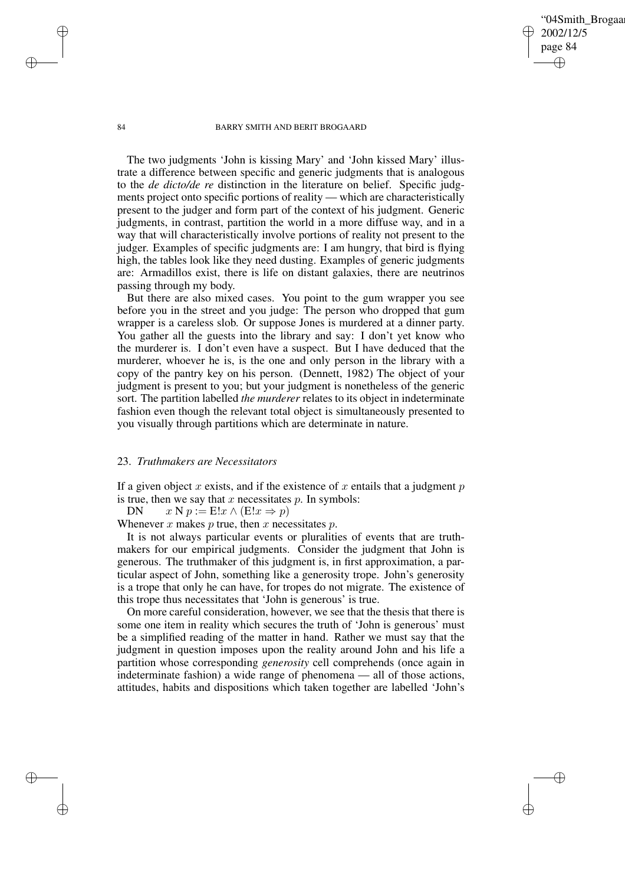The two judgments 'John is kissing Mary' and 'John kissed Mary' illustrate a difference between specific and generic judgments that is analogous to the *de dicto/de re* distinction in the literature on belief. Specific judgments project onto specific portions of reality — which are characteristically present to the judger and form part of the context of his judgment. Generic judgments, in contrast, partition the world in a more diffuse way, and in a way that will characteristically involve portions of reality not present to the judger. Examples of specific judgments are: I am hungry, that bird is flying high, the tables look like they need dusting. Examples of generic judgments are: Armadillos exist, there is life on distant galaxies, there are neutrinos passing through my body.

But there are also mixed cases. You point to the gum wrapper you see before you in the street and you judge: The person who dropped that gum wrapper is a careless slob. Or suppose Jones is murdered at a dinner party. You gather all the guests into the library and say: I don't yet know who the murderer is. I don't even have a suspect. But I have deduced that the murderer, whoever he is, is the one and only person in the library with a copy of the pantry key on his person. (Dennett, 1982) The object of your judgment is present to you; but your judgment is nonetheless of the generic sort. The partition labelled *the murderer* relates to its object in indeterminate fashion even though the relevant total object is simultaneously presented to you visually through partitions which are determinate in nature.

## 23. *Truthmakers are Necessitators*

If a given object $x$ exists, and if the existence of $x$ entails that a judgment $p$ is true, then we say that $x$ necessitates $p$. In symbols:

DN $\quad x \text{ N } p := \text{E!}x \wedge (\text{E!}x \Rightarrow p)$

Whenever $x$ makes $p$ true, then $x$ necessitates $p$.

It is not always particular events or pluralities of events that are truthmakers for our empirical judgments. Consider the judgment that John is generous. The truthmaker of this judgment is, in first approximation, a particular aspect of John, something like a generosity trope. John's generosity is a trope that only he can have, for tropes do not migrate. The existence of this trope thus necessitates that 'John is generous' is true.

On more careful consideration, however, we see that the thesis that there is some one item in reality which secures the truth of 'John is generous' must be a simplified reading of the matter in hand. Rather we must say that the judgment in question imposes upon the reality around John and his life a partition whose corresponding *generosity* cell comprehends (once again in indeterminate fashion) a wide range of phenomena — all of those actions, attitudes, habits and dispositions which taken together are labelled 'John's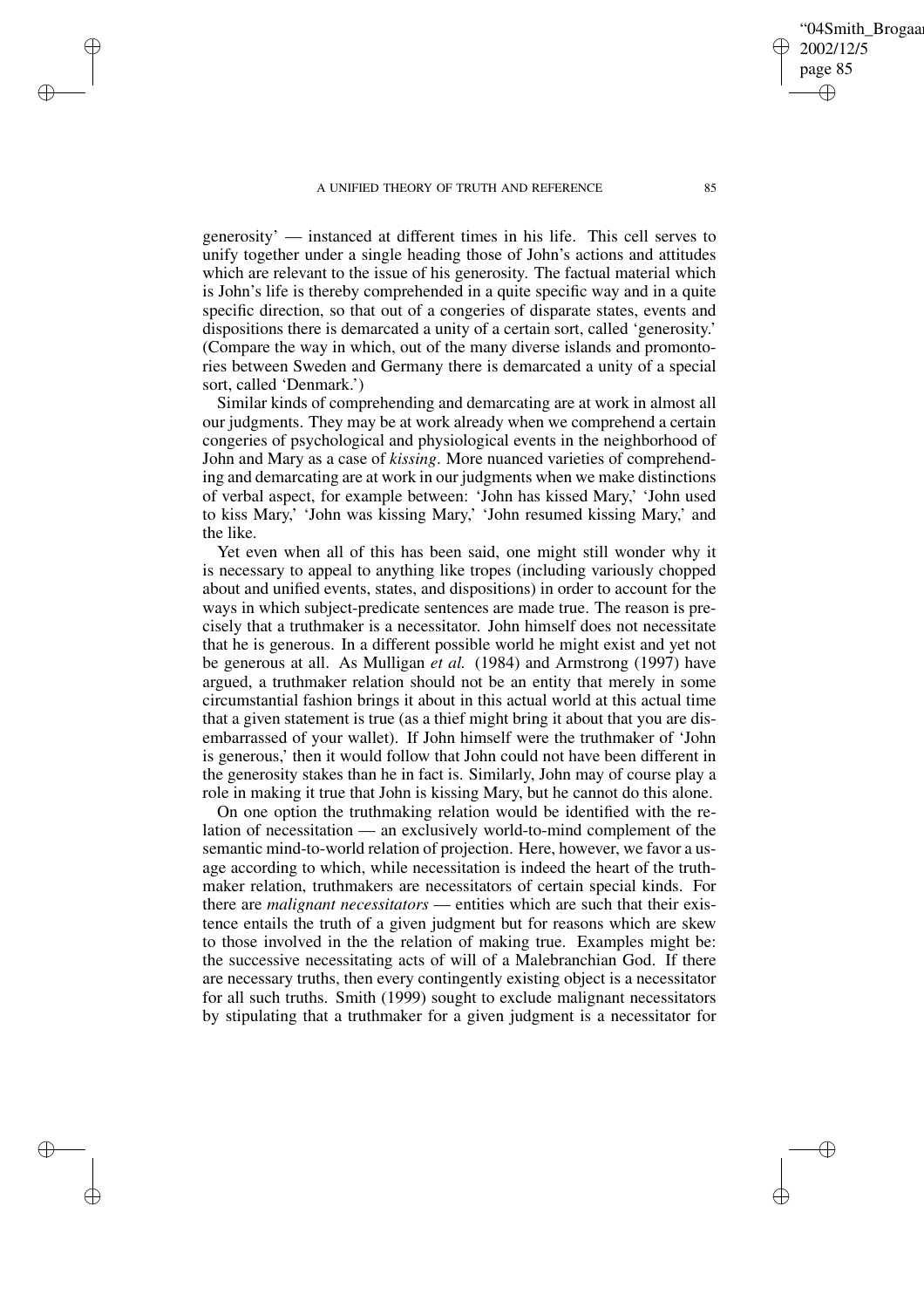generosity' — instanced at different times in his life. This cell serves to unify together under a single heading those of John's actions and attitudes which are relevant to the issue of his generosity. The factual material which is John's life is thereby comprehended in a quite specific way and in a quite specific direction, so that out of a congeries of disparate states, events and dispositions there is demarcated a unity of a certain sort, called 'generosity.' (Compare the way in which, out of the many diverse islands and promontories between Sweden and Germany there is demarcated a unity of a special sort, called 'Denmark.')

Similar kinds of comprehending and demarcating are at work in almost all our judgments. They may be at work already when we comprehend a certain congeries of psychological and physiological events in the neighborhood of John and Mary as a case of *kissing*. More nuanced varieties of comprehending and demarcating are at work in our judgments when we make distinctions of verbal aspect, for example between: 'John has kissed Mary,' 'John used to kiss Mary,' 'John was kissing Mary,' 'John resumed kissing Mary,' and the like.

Yet even when all of this has been said, one might still wonder why it is necessary to appeal to anything like tropes (including variously chopped about and unified events, states, and dispositions) in order to account for the ways in which subject-predicate sentences are made true. The reason is precisely that a truthmaker is a necessitator. John himself does not necessitate that he is generous. In a different possible world he might exist and yet not be generous at all. As Mulligan *et al.* (1984) and Armstrong (1997) have argued, a truthmaker relation should not be an entity that merely in some circumstantial fashion brings it about in this actual world at this actual time that a given statement is true (as a thief might bring it about that you are disembarrassed of your wallet). If John himself were the truthmaker of 'John is generous,' then it would follow that John could not have been different in the generosity stakes than he in fact is. Similarly, John may of course play a role in making it true that John is kissing Mary, but he cannot do this alone.

On one option the truthmaking relation would be identified with the relation of necessitation — an exclusively world-to-mind complement of the semantic mind-to-world relation of projection. Here, however, we favor a usage according to which, while necessitation is indeed the heart of the truthmaker relation, truthmakers are necessitators of certain special kinds. For there are *malignant necessitators* — entities which are such that their existence entails the truth of a given judgment but for reasons which are skew to those involved in the the relation of making true. Examples might be: the successive necessitating acts of will of a Malebranchian God. If there are necessary truths, then every contingently existing object is a necessitator for all such truths. Smith (1999) sought to exclude malignant necessitators by stipulating that a truthmaker for a given judgment is a necessitator for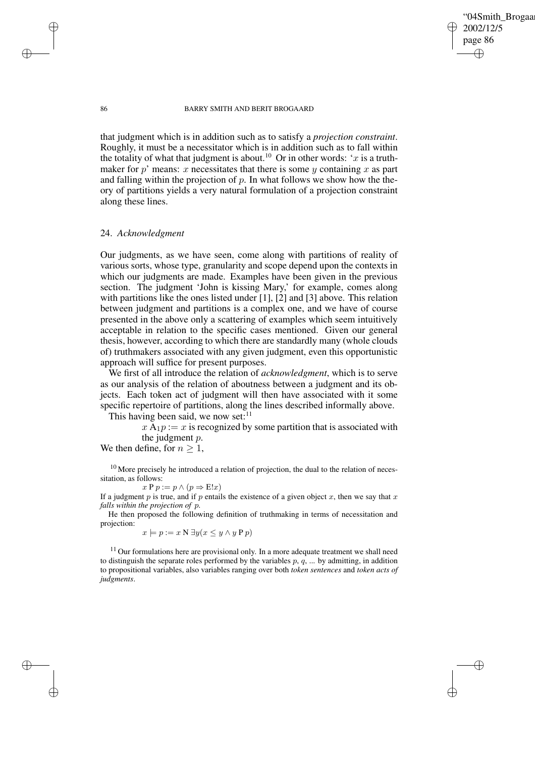that judgment which is in addition such as to satisfy a *projection constraint*. Roughly, it must be a necessitator which is in addition such as to fall within the totality of what that judgment is about.[10] Or in other words: '$x$ is a truthmaker for $p$' means: $x$ necessitates that there is some $y$ containing $x$ as part and falling within the projection of $p$. In what follows we show how the theory of partitions yields a very natural formulation of a projection constraint along these lines.

## 24. *Acknowledgment*

Our judgments, as we have seen, come along with partitions of reality of various sorts, whose type, granularity and scope depend upon the contexts in which our judgments are made. Examples have been given in the previous section. The judgment 'John is kissing Mary,' for example, comes along with partitions like the ones listed under [1], [2] and [3] above. This relation between judgment and partitions is a complex one, and we have of course presented in the above only a scattering of examples which seem intuitively acceptable in relation to the specific cases mentioned. Given our general thesis, however, according to which there are standardly many (whole clouds of) truthmakers associated with any given judgment, even this opportunistic approach will suffice for present purposes.

We first of all introduce the relation of *acknowledgment*, which is to serve as our analysis of the relation of aboutness between a judgment and its objects. Each token act of judgment will then have associated with it some specific repertoire of partitions, along the lines described informally above.

This having been said, we now set:[11]

$x \, \mathrm{A}_1 p :=$ $x$ is recognized by some partition that is associated with the judgment $p$.

We then define, for $n \geq 1$,

---

[10] More precisely he introduced a relation of projection, the dual to the relation of necessitation, as follows:

$$x \, \mathrm{P} \, p := p \wedge (p \Rightarrow \mathrm{E}!x)$$

If a judgment $p$ is true, and if $p$ entails the existence of a given object $x$, then we say that $x$ *falls within the projection of* $p$.

He then proposed the following definition of truthmaking in terms of necessitation and projection:

$$x \models p := x \, \mathrm{N} \, \exists y (x \leq y \wedge y \, \mathrm{P} \, p)$$

[11] Our formulations here are provisional only. In a more adequate treatment we shall need to distinguish the separate roles performed by the variables $p$, $q$, ... by admitting, in addition to propositional variables, also variables ranging over both *token sentences* and *token acts of judgments*.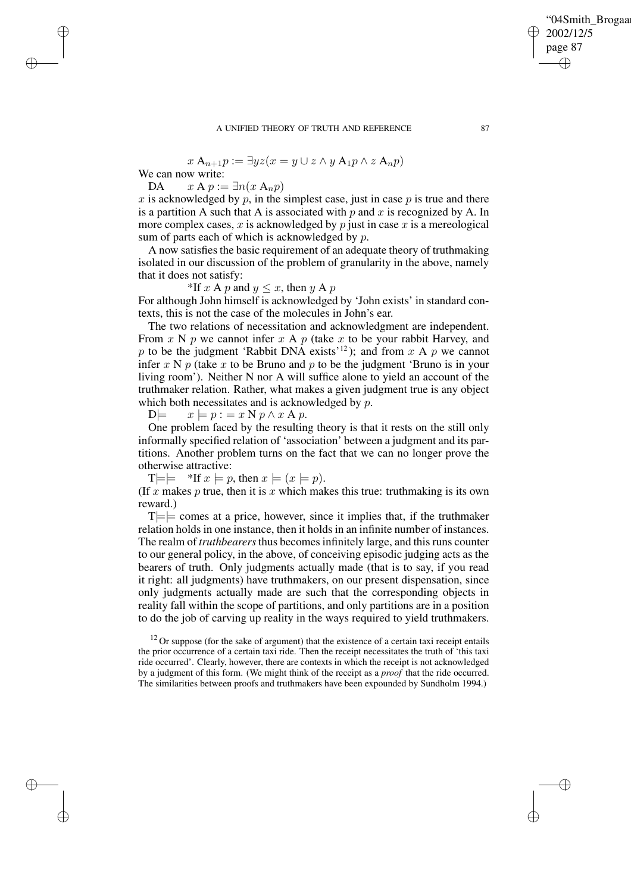$$x \text{ A}_{n+1} p := \exists yz(x = y \cup z \wedge y \text{ A}_1 p \wedge z \text{ A}_n p)$$

We can now write:

DA $\quad x \text{ A } p := \exists n(x \text{ A}_n p)$

$x$ is acknowledged by $p$, in the simplest case, just in case $p$ is true and there is a partition A such that A is associated with $p$ and $x$ is recognized by A. In more complex cases, $x$ is acknowledged by $p$ just in case $x$ is a mereological sum of parts each of which is acknowledged by $p$.

A now satisfies the basic requirement of an adequate theory of truthmaking isolated in our discussion of the problem of granularity in the above, namely that it does not satisfy:

*If $x$ A $p$ and $y \leq x$, then $y$ A $p$

For although John himself is acknowledged by 'John exists' in standard contexts, this is not the case of the molecules in John's ear.

The two relations of necessitation and acknowledgment are independent. From $x$ N $p$ we cannot infer $x$ A $p$ (take $x$ to be your rabbit Harvey, and $p$ to be the judgment 'Rabbit DNA exists'[12]); and from $x$ A $p$ we cannot infer $x$ N $p$ (take $x$ to be Bruno and $p$ to be the judgment 'Bruno is in your living room'). Neither N nor A will suffice alone to yield an account of the truthmaker relation. Rather, what makes a given judgment true is any object which both necessitates and is acknowledged by $p$.

D$\models$ $\quad x \models p : = x \text{ N } p \wedge x \text{ A } p.$

One problem faced by the resulting theory is that it rests on the still only informally specified relation of 'association' between a judgment and its partitions. Another problem turns on the fact that we can no longer prove the otherwise attractive:

T$\models\models$ $\quad$ *If $x \models p$, then $x \models (x \models p)$.

(If $x$ makes $p$ true, then it is $x$ which makes this true: truthmaking is its own reward.)

T$\models\models$ comes at a price, however, since it implies that, if the truthmaker relation holds in one instance, then it holds in an infinite number of instances. The realm of *truthbearers* thus becomes infinitely large, and this runs counter to our general policy, in the above, of conceiving episodic judging acts as the bearers of truth. Only judgments actually made (that is to say, if you read it right: all judgments) have truthmakers, on our present dispensation, since only judgments actually made are such that the corresponding objects in reality fall within the scope of partitions, and only partitions are in a position to do the job of carving up reality in the ways required to yield truthmakers.

[12] Or suppose (for the sake of argument) that the existence of a certain taxi receipt entails the prior occurrence of a certain taxi ride. Then the receipt necessitates the truth of 'this taxi ride occurred'. Clearly, however, there are contexts in which the receipt is not acknowledged by a judgment of this form. (We might think of the receipt as a *proof* that the ride occurred. The similarities between proofs and truthmakers have been expounded by Sundholm 1994.)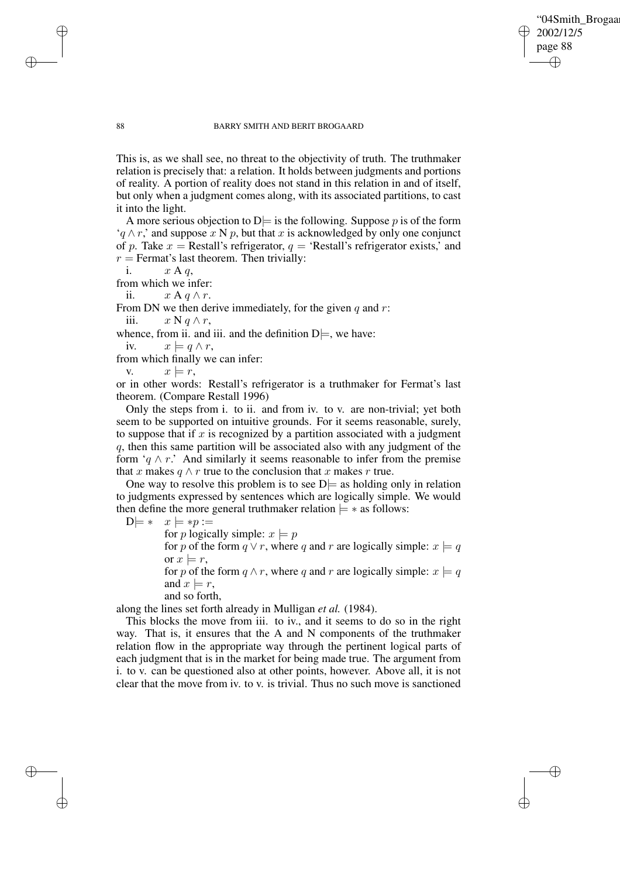This is, as we shall see, no threat to the objectivity of truth. The truthmaker relation is precisely that: a relation. It holds between judgments and portions of reality. A portion of reality does not stand in this relation in and of itself, but only when a judgment comes along, with its associated partitions, to cast it into the light.

A more serious objection to D$\models$ is the following. Suppose $p$ is of the form '$q \wedge r$,' and suppose $x$ N $p$, but that $x$ is acknowledged by only one conjunct of $p$. Take $x$ = Restall's refrigerator, $q$ = 'Restall's refrigerator exists,' and $r$ = Fermat's last theorem. Then trivially:

i. $x$ A $q$,

from which we infer:

ii. $x$ A $q \wedge r$.

From DN we then derive immediately, for the given $q$ and $r$:

iii. $x$ N $q \wedge r$,

whence, from ii. and iii. and the definition D$\models$, we have:

iv. $x \models q \wedge r$,

from which finally we can infer:

v. $x \models r$,

or in other words: Restall's refrigerator is a truthmaker for Fermat's last theorem. (Compare Restall 1996)

Only the steps from i. to ii. and from iv. to v. are non-trivial; yet both seem to be supported on intuitive grounds. For it seems reasonable, surely, to suppose that if $x$ is recognized by a partition associated with a judgment $q$, then this same partition will be associated also with any judgment of the form '$q \wedge r$.' And similarly it seems reasonable to infer from the premise that $x$ makes $q \wedge r$ true to the conclusion that $x$ makes $r$ true.

One way to resolve this problem is to see D$\models$ as holding only in relation to judgments expressed by sentences which are logically simple. We would then define the more general truthmaker relation $\models *$ as follows:

D$\models *$ $\quad x \models *p :=$

for $p$ logically simple: $x \models p$

for $p$ of the form $q \vee r$, where $q$ and $r$ are logically simple: $x \models q$ or $x \models r$,

for $p$ of the form $q \wedge r$, where $q$ and $r$ are logically simple: $x \models q$ and $x \models r$,

and so forth,

along the lines set forth already in Mulligan *et al.* (1984).

This blocks the move from iii. to iv., and it seems to do so in the right way. That is, it ensures that the A and N components of the truthmaker relation flow in the appropriate way through the pertinent logical parts of each judgment that is in the market for being made true. The argument from i. to v. can be questioned also at other points, however. Above all, it is not clear that the move from iv. to v. is trivial. Thus no such move is sanctioned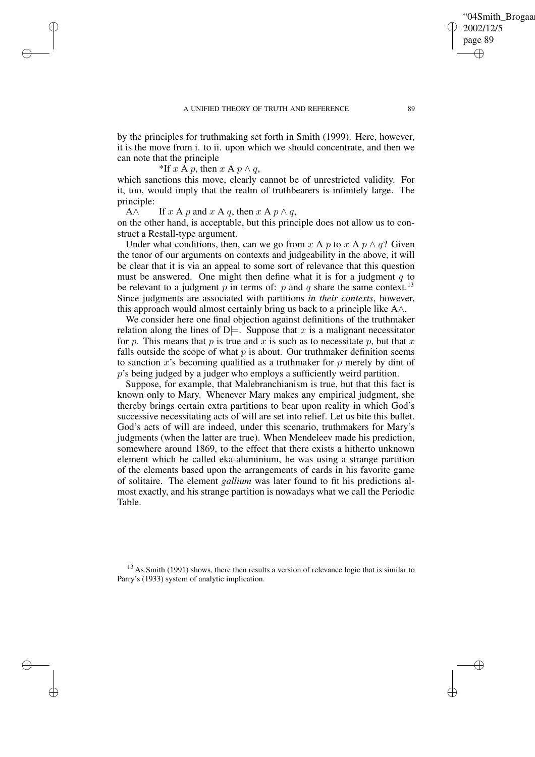by the principles for truthmaking set forth in Smith (1999). Here, however, it is the move from i. to ii. upon which we should concentrate, and then we can note that the principle

*If $x$ A $p$, then $x$ A $p \wedge q$,

which sanctions this move, clearly cannot be of unrestricted validity. For it, too, would imply that the realm of truthbearers is infinitely large. The principle:

A$\wedge$ If $x$ A $p$ and $x$ A $q$, then $x$ A $p \wedge q$,

on the other hand, is acceptable, but this principle does not allow us to construct a Restall-type argument.

Under what conditions, then, can we go from $x$ A $p$ to $x$ A $p \wedge q$? Given the tenor of our arguments on contexts and judgeability in the above, it will be clear that it is via an appeal to some sort of relevance that this question must be answered. One might then define what it is for a judgment $q$ to be relevant to a judgment $p$ in terms of: $p$ and $q$ share the same context.[13] Since judgments are associated with partitions *in their contexts*, however, this approach would almost certainly bring us back to a principle like A$\wedge$.

We consider here one final objection against definitions of the truthmaker relation along the lines of D$\models$. Suppose that $x$ is a malignant necessitator for $p$. This means that $p$ is true and $x$ is such as to necessitate $p$, but that $x$ falls outside the scope of what $p$ is about. Our truthmaker definition seems to sanction $x$'s becoming qualified as a truthmaker for $p$ merely by dint of $p$'s being judged by a judger who employs a sufficiently weird partition.

Suppose, for example, that Malebranchianism is true, but that this fact is known only to Mary. Whenever Mary makes any empirical judgment, she thereby brings certain extra partitions to bear upon reality in which God's successive necessitating acts of will are set into relief. Let us bite this bullet. God's acts of will are indeed, under this scenario, truthmakers for Mary's judgments (when the latter are true). When Mendeleev made his prediction, somewhere around 1869, to the effect that there exists a hitherto unknown element which he called eka-aluminium, he was using a strange partition of the elements based upon the arrangements of cards in his favorite game of solitaire. The element *gallium* was later found to fit his predictions almost exactly, and his strange partition is nowadays what we call the Periodic Table.

[13] As Smith (1991) shows, there then results a version of relevance logic that is similar to Parry's (1933) system of analytic implication.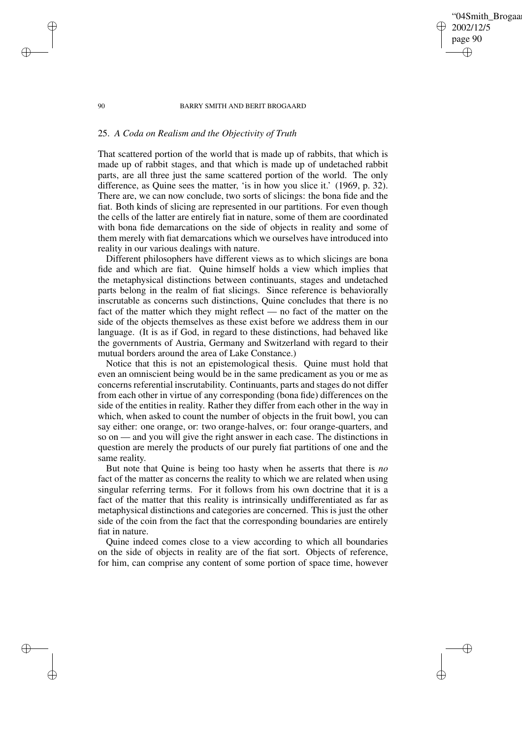## 25. *A Coda on Realism and the Objectivity of Truth*

That scattered portion of the world that is made up of rabbits, that which is made up of rabbit stages, and that which is made up of undetached rabbit parts, are all three just the same scattered portion of the world. The only difference, as Quine sees the matter, 'is in how you slice it.' (1969, p. 32). There are, we can now conclude, two sorts of slicings: the bona fide and the fiat. Both kinds of slicing are represented in our partitions. For even though the cells of the latter are entirely fiat in nature, some of them are coordinated with bona fide demarcations on the side of objects in reality and some of them merely with fiat demarcations which we ourselves have introduced into reality in our various dealings with nature.

Different philosophers have different views as to which slicings are bona fide and which are fiat. Quine himself holds a view which implies that the metaphysical distinctions between continuants, stages and undetached parts belong in the realm of fiat slicings. Since reference is behaviorally inscrutable as concerns such distinctions, Quine concludes that there is no fact of the matter which they might reflect — no fact of the matter on the side of the objects themselves as these exist before we address them in our language. (It is as if God, in regard to these distinctions, had behaved like the governments of Austria, Germany and Switzerland with regard to their mutual borders around the area of Lake Constance.)

Notice that this is not an epistemological thesis. Quine must hold that even an omniscient being would be in the same predicament as you or me as concerns referential inscrutability. Continuants, parts and stages do not differ from each other in virtue of any corresponding (bona fide) differences on the side of the entities in reality. Rather they differ from each other in the way in which, when asked to count the number of objects in the fruit bowl, you can say either: one orange, or: two orange-halves, or: four orange-quarters, and so on — and you will give the right answer in each case. The distinctions in question are merely the products of our purely fiat partitions of one and the same reality.

But note that Quine is being too hasty when he asserts that there is *no* fact of the matter as concerns the reality to which we are related when using singular referring terms. For it follows from his own doctrine that it is a fact of the matter that this reality is intrinsically undifferentiated as far as metaphysical distinctions and categories are concerned. This is just the other side of the coin from the fact that the corresponding boundaries are entirely fiat in nature.

Quine indeed comes close to a view according to which all boundaries on the side of objects in reality are of the fiat sort. Objects of reference, for him, can comprise any content of some portion of space time, however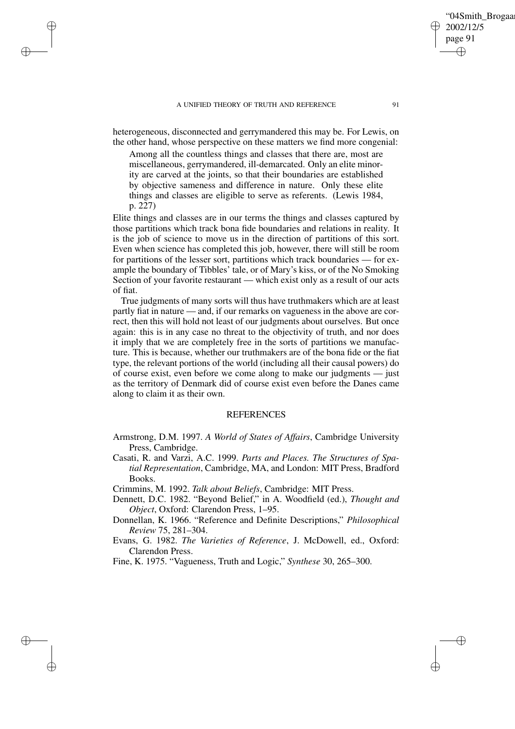heterogeneous, disconnected and gerrymandered this may be. For Lewis, on the other hand, whose perspective on these matters we find more congenial:

> Among all the countless things and classes that there are, most are miscellaneous, gerrymandered, ill-demarcated. Only an elite minority are carved at the joints, so that their boundaries are established by objective sameness and difference in nature. Only these elite things and classes are eligible to serve as referents. (Lewis 1984, p. 227)

Elite things and classes are in our terms the things and classes captured by those partitions which track bona fide boundaries and relations in reality. It is the job of science to move us in the direction of partitions of this sort. Even when science has completed this job, however, there will still be room for partitions of the lesser sort, partitions which track boundaries — for example the boundary of Tibbles' tale, or of Mary's kiss, or of the No Smoking Section of your favorite restaurant — which exist only as a result of our acts of fiat.

True judgments of many sorts will thus have truthmakers which are at least partly fiat in nature — and, if our remarks on vagueness in the above are correct, then this will hold not least of our judgments about ourselves. But once again: this is in any case no threat to the objectivity of truth, and nor does it imply that we are completely free in the sorts of partitions we manufacture. This is because, whether our truthmakers are of the bona fide or the fiat type, the relevant portions of the world (including all their causal powers) do of course exist, even before we come along to make our judgments — just as the territory of Denmark did of course exist even before the Danes came along to claim it as their own.

## REFERENCES

Armstrong, D.M. 1997. *A World of States of Affairs*, Cambridge University Press, Cambridge.

Casati, R. and Varzi, A.C. 1999. *Parts and Places. The Structures of Spatial Representation*, Cambridge, MA, and London: MIT Press, Bradford Books.

Crimmins, M. 1992. *Talk about Beliefs*, Cambridge: MIT Press.

Dennett, D.C. 1982. "Beyond Belief," in A. Woodfield (ed.), *Thought and Object*, Oxford: Clarendon Press, 1–95.

Donnellan, K. 1966. "Reference and Definite Descriptions," *Philosophical Review* 75, 281–304.

Evans, G. 1982. *The Varieties of Reference*, J. McDowell, ed., Oxford: Clarendon Press.

Fine, K. 1975. "Vagueness, Truth and Logic," *Synthese* 30, 265–300.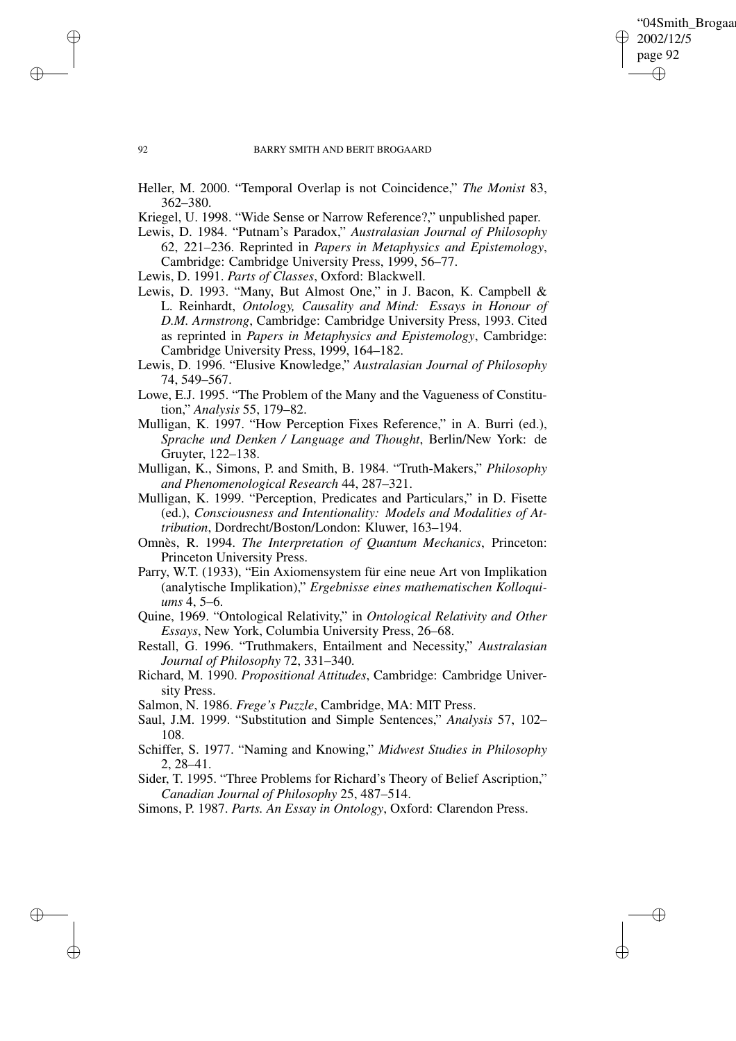Heller, M. 2000. "Temporal Overlap is not Coincidence," *The Monist* 83, 362–380.

Kriegel, U. 1998. "Wide Sense or Narrow Reference?," unpublished paper.

Lewis, D. 1984. "Putnam's Paradox," *Australasian Journal of Philosophy* 62, 221–236. Reprinted in *Papers in Metaphysics and Epistemology*, Cambridge: Cambridge University Press, 1999, 56–77.

Lewis, D. 1991. *Parts of Classes*, Oxford: Blackwell.

Lewis, D. 1993. "Many, But Almost One," in J. Bacon, K. Campbell & L. Reinhardt, *Ontology, Causality and Mind: Essays in Honour of D.M. Armstrong*, Cambridge: Cambridge University Press, 1993. Cited as reprinted in *Papers in Metaphysics and Epistemology*, Cambridge: Cambridge University Press, 1999, 164–182.

Lewis, D. 1996. "Elusive Knowledge," *Australasian Journal of Philosophy* 74, 549–567.

Lowe, E.J. 1995. "The Problem of the Many and the Vagueness of Constitution," *Analysis* 55, 179–82.

Mulligan, K. 1997. "How Perception Fixes Reference," in A. Burri (ed.), *Sprache und Denken / Language and Thought*, Berlin/New York: de Gruyter, 122–138.

Mulligan, K., Simons, P. and Smith, B. 1984. "Truth-Makers," *Philosophy and Phenomenological Research* 44, 287–321.

Mulligan, K. 1999. "Perception, Predicates and Particulars," in D. Fisette (ed.), *Consciousness and Intentionality: Models and Modalities of Attribution*, Dordrecht/Boston/London: Kluwer, 163–194.

Omnès, R. 1994. *The Interpretation of Quantum Mechanics*, Princeton: Princeton University Press.

Parry, W.T. (1933), "Ein Axiomensystem für eine neue Art von Implikation (analytische Implikation)," *Ergebnisse eines mathematischen Kolloquiums* 4, 5–6.

Quine, 1969. "Ontological Relativity," in *Ontological Relativity and Other Essays*, New York, Columbia University Press, 26–68.

Restall, G. 1996. "Truthmakers, Entailment and Necessity," *Australasian Journal of Philosophy* 72, 331–340.

Richard, M. 1990. *Propositional Attitudes*, Cambridge: Cambridge University Press.

Salmon, N. 1986. *Frege's Puzzle*, Cambridge, MA: MIT Press.

Saul, J.M. 1999. "Substitution and Simple Sentences," *Analysis* 57, 102–108.

Schiffer, S. 1977. "Naming and Knowing," *Midwest Studies in Philosophy* 2, 28–41.

Sider, T. 1995. "Three Problems for Richard's Theory of Belief Ascription," *Canadian Journal of Philosophy* 25, 487–514.

Simons, P. 1987. *Parts. An Essay in Ontology*, Oxford: Clarendon Press.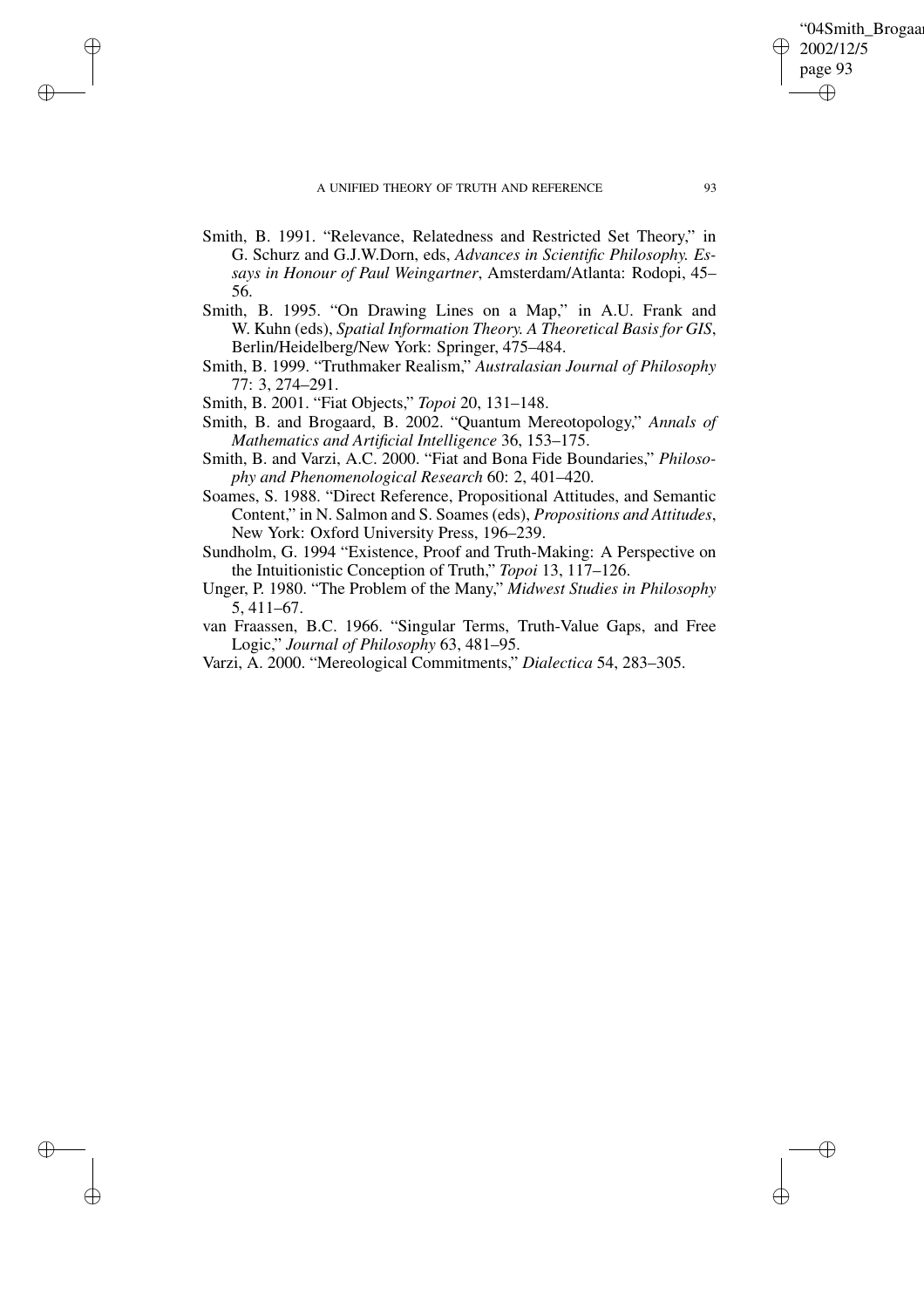Smith, B. 1991. "Relevance, Relatedness and Restricted Set Theory," in G. Schurz and G.J.W.Dorn, eds, *Advances in Scientific Philosophy. Essays in Honour of Paul Weingartner*, Amsterdam/Atlanta: Rodopi, 45–56.

Smith, B. 1995. "On Drawing Lines on a Map," in A.U. Frank and W. Kuhn (eds), *Spatial Information Theory. A Theoretical Basis for GIS*, Berlin/Heidelberg/New York: Springer, 475–484.

Smith, B. 1999. "Truthmaker Realism," *Australasian Journal of Philosophy* 77: 3, 274–291.

Smith, B. 2001. "Fiat Objects," *Topoi* 20, 131–148.

Smith, B. and Brogaard, B. 2002. "Quantum Mereotopology," *Annals of Mathematics and Artificial Intelligence* 36, 153–175.

Smith, B. and Varzi, A.C. 2000. "Fiat and Bona Fide Boundaries," *Philosophy and Phenomenological Research* 60: 2, 401–420.

Soames, S. 1988. "Direct Reference, Propositional Attitudes, and Semantic Content," in N. Salmon and S. Soames (eds), *Propositions and Attitudes*, New York: Oxford University Press, 196–239.

Sundholm, G. 1994 "Existence, Proof and Truth-Making: A Perspective on the Intuitionistic Conception of Truth," *Topoi* 13, 117–126.

Unger, P. 1980. "The Problem of the Many," *Midwest Studies in Philosophy* 5, 411–67.

van Fraassen, B.C. 1966. "Singular Terms, Truth-Value Gaps, and Free Logic," *Journal of Philosophy* 63, 481–95.

Varzi, A. 2000. "Mereological Commitments," *Dialectica* 54, 283–305.